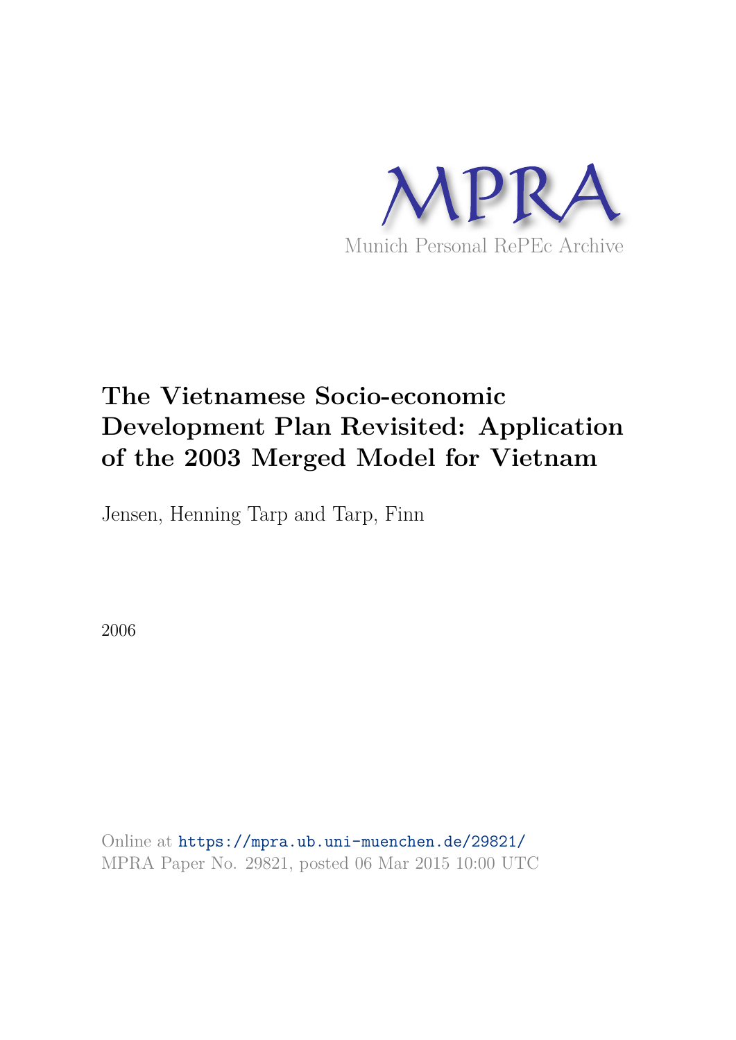MPRA

Munich Personal RePEc Archive

# The Vietnamese Socio-economic Development Plan Revisited: Application of the 2003 Merged Model for Vietnam

Jensen, Henning Tarp and Tarp, Finn

2006

Online at https://mpra.ub.uni-muenchen.de/29821/
MPRA Paper No. 29821, posted 06 Mar 2015 10:00 UTC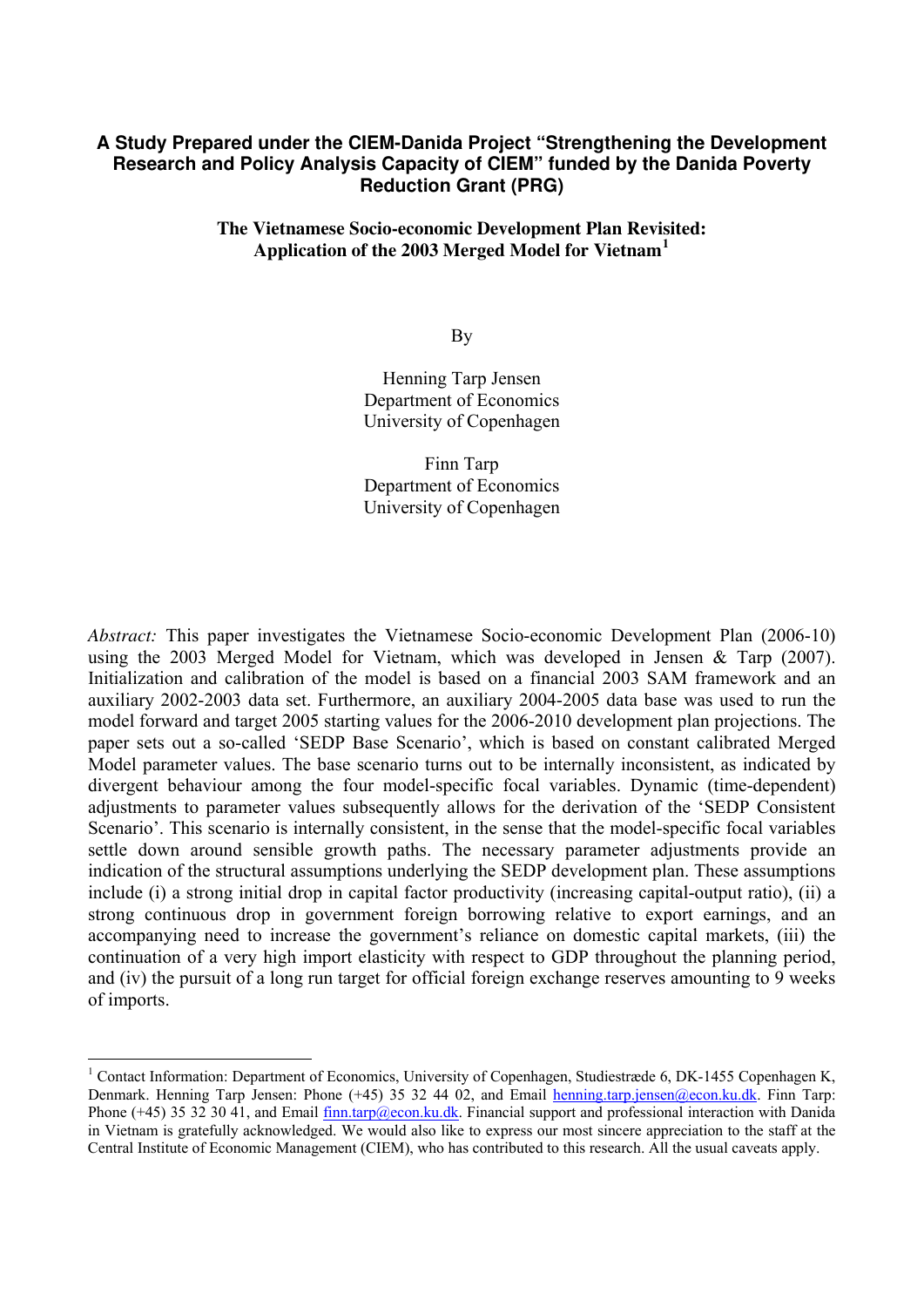**A Study Prepared under the CIEM-Danida Project "Strengthening the Development Research and Policy Analysis Capacity of CIEM" funded by the Danida Poverty Reduction Grant (PRG)**

**The Vietnamese Socio-economic Development Plan Revisited: Application of the 2003 Merged Model for Vietnam**[1]

By

Henning Tarp Jensen
Department of Economics
University of Copenhagen

Finn Tarp
Department of Economics
University of Copenhagen

*Abstract:* This paper investigates the Vietnamese Socio-economic Development Plan (2006-10) using the 2003 Merged Model for Vietnam, which was developed in Jensen & Tarp (2007). Initialization and calibration of the model is based on a financial 2003 SAM framework and an auxiliary 2002-2003 data set. Furthermore, an auxiliary 2004-2005 data base was used to run the model forward and target 2005 starting values for the 2006-2010 development plan projections. The paper sets out a so-called 'SEDP Base Scenario', which is based on constant calibrated Merged Model parameter values. The base scenario turns out to be internally inconsistent, as indicated by divergent behaviour among the four model-specific focal variables. Dynamic (time-dependent) adjustments to parameter values subsequently allows for the derivation of the 'SEDP Consistent Scenario'. This scenario is internally consistent, in the sense that the model-specific focal variables settle down around sensible growth paths. The necessary parameter adjustments provide an indication of the structural assumptions underlying the SEDP development plan. These assumptions include (i) a strong initial drop in capital factor productivity (increasing capital-output ratio), (ii) a strong continuous drop in government foreign borrowing relative to export earnings, and an accompanying need to increase the government's reliance on domestic capital markets, (iii) the continuation of a very high import elasticity with respect to GDP throughout the planning period, and (iv) the pursuit of a long run target for official foreign exchange reserves amounting to 9 weeks of imports.

[1] Contact Information: Department of Economics, University of Copenhagen, Studiestræde 6, DK-1455 Copenhagen K, Denmark. Henning Tarp Jensen: Phone (+45) 35 32 44 02, and Email henning.tarp.jensen@econ.ku.dk. Finn Tarp: Phone (+45) 35 32 30 41, and Email finn.tarp@econ.ku.dk. Financial support and professional interaction with Danida in Vietnam is gratefully acknowledged. We would also like to express our most sincere appreciation to the staff at the Central Institute of Economic Management (CIEM), who has contributed to this research. All the usual caveats apply.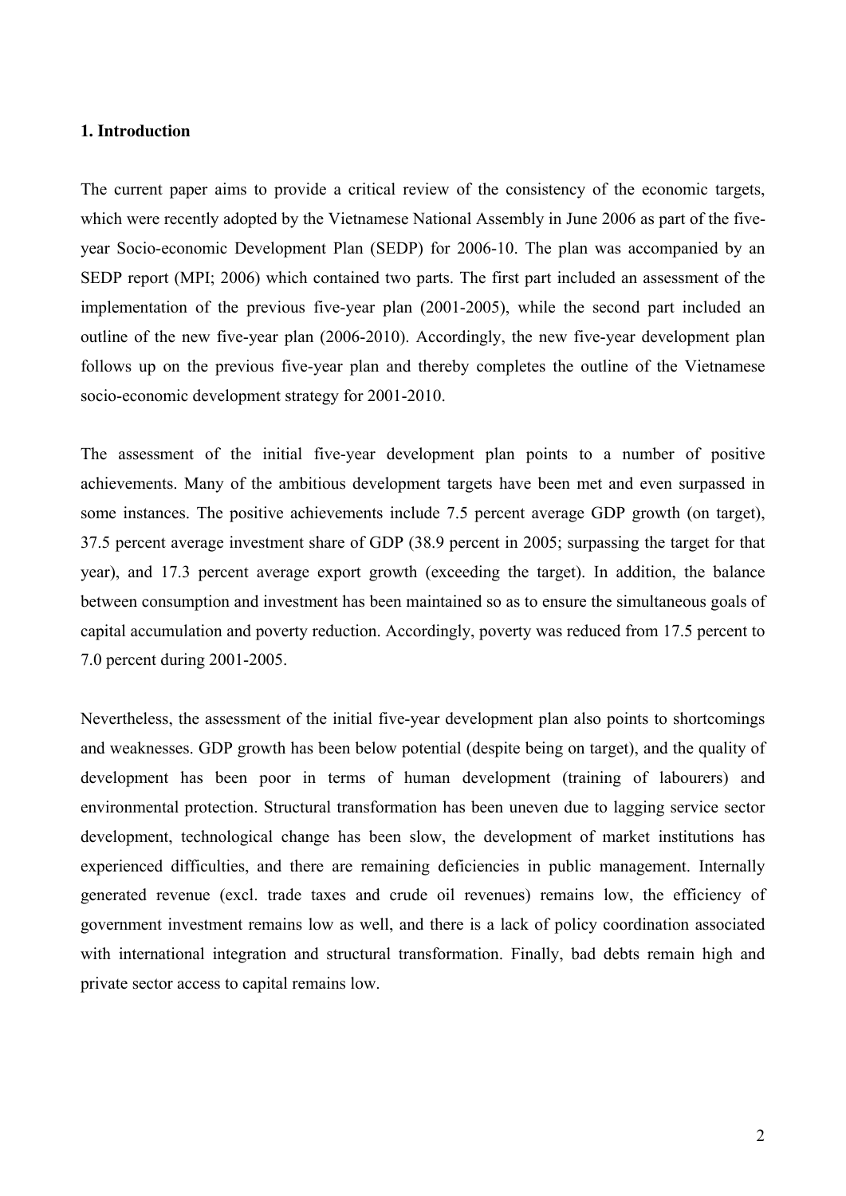## 1. Introduction

The current paper aims to provide a critical review of the consistency of the economic targets, which were recently adopted by the Vietnamese National Assembly in June 2006 as part of the five-year Socio-economic Development Plan (SEDP) for 2006-10. The plan was accompanied by an SEDP report (MPI; 2006) which contained two parts. The first part included an assessment of the implementation of the previous five-year plan (2001-2005), while the second part included an outline of the new five-year plan (2006-2010). Accordingly, the new five-year development plan follows up on the previous five-year plan and thereby completes the outline of the Vietnamese socio-economic development strategy for 2001-2010.

The assessment of the initial five-year development plan points to a number of positive achievements. Many of the ambitious development targets have been met and even surpassed in some instances. The positive achievements include 7.5 percent average GDP growth (on target), 37.5 percent average investment share of GDP (38.9 percent in 2005; surpassing the target for that year), and 17.3 percent average export growth (exceeding the target). In addition, the balance between consumption and investment has been maintained so as to ensure the simultaneous goals of capital accumulation and poverty reduction. Accordingly, poverty was reduced from 17.5 percent to 7.0 percent during 2001-2005.

Nevertheless, the assessment of the initial five-year development plan also points to shortcomings and weaknesses. GDP growth has been below potential (despite being on target), and the quality of development has been poor in terms of human development (training of labourers) and environmental protection. Structural transformation has been uneven due to lagging service sector development, technological change has been slow, the development of market institutions has experienced difficulties, and there are remaining deficiencies in public management. Internally generated revenue (excl. trade taxes and crude oil revenues) remains low, the efficiency of government investment remains low as well, and there is a lack of policy coordination associated with international integration and structural transformation. Finally, bad debts remain high and private sector access to capital remains low.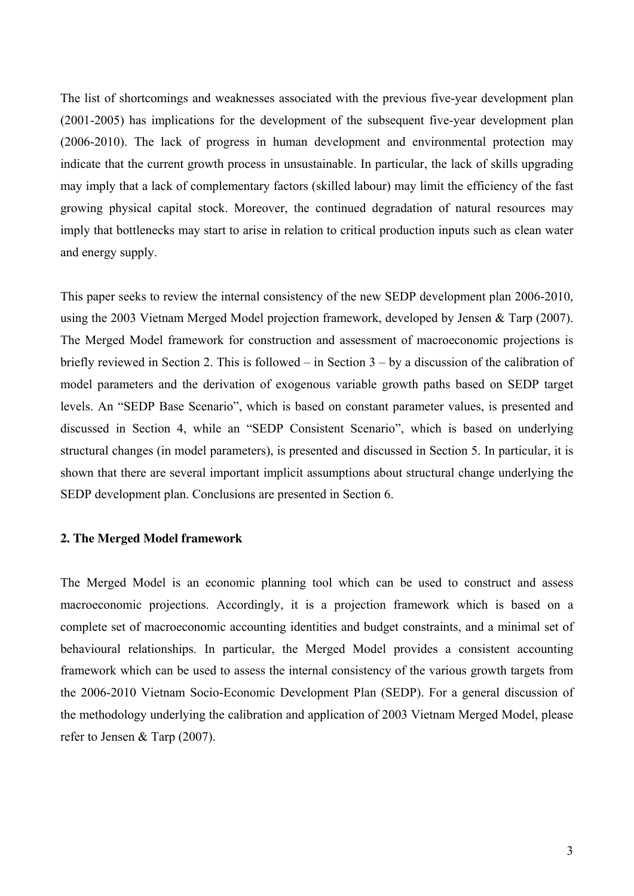The list of shortcomings and weaknesses associated with the previous five-year development plan (2001-2005) has implications for the development of the subsequent five-year development plan (2006-2010). The lack of progress in human development and environmental protection may indicate that the current growth process in unsustainable. In particular, the lack of skills upgrading may imply that a lack of complementary factors (skilled labour) may limit the efficiency of the fast growing physical capital stock. Moreover, the continued degradation of natural resources may imply that bottlenecks may start to arise in relation to critical production inputs such as clean water and energy supply.

This paper seeks to review the internal consistency of the new SEDP development plan 2006-2010, using the 2003 Vietnam Merged Model projection framework, developed by Jensen & Tarp (2007). The Merged Model framework for construction and assessment of macroeconomic projections is briefly reviewed in Section 2. This is followed – in Section 3 – by a discussion of the calibration of model parameters and the derivation of exogenous variable growth paths based on SEDP target levels. An "SEDP Base Scenario", which is based on constant parameter values, is presented and discussed in Section 4, while an "SEDP Consistent Scenario", which is based on underlying structural changes (in model parameters), is presented and discussed in Section 5. In particular, it is shown that there are several important implicit assumptions about structural change underlying the SEDP development plan. Conclusions are presented in Section 6.

## 2. The Merged Model framework

The Merged Model is an economic planning tool which can be used to construct and assess macroeconomic projections. Accordingly, it is a projection framework which is based on a complete set of macroeconomic accounting identities and budget constraints, and a minimal set of behavioural relationships. In particular, the Merged Model provides a consistent accounting framework which can be used to assess the internal consistency of the various growth targets from the 2006-2010 Vietnam Socio-Economic Development Plan (SEDP). For a general discussion of the methodology underlying the calibration and application of 2003 Vietnam Merged Model, please refer to Jensen & Tarp (2007).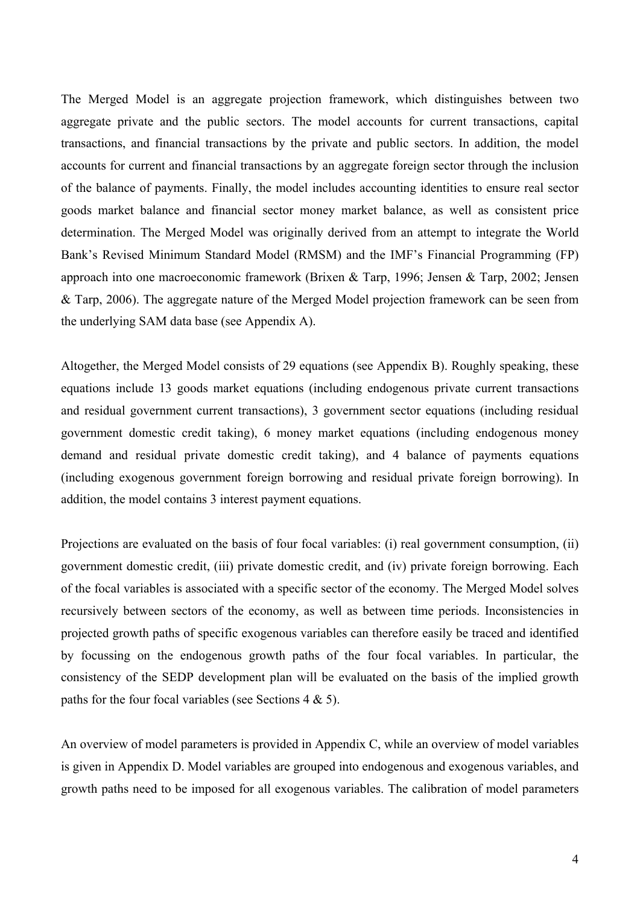The Merged Model is an aggregate projection framework, which distinguishes between two aggregate private and the public sectors. The model accounts for current transactions, capital transactions, and financial transactions by the private and public sectors. In addition, the model accounts for current and financial transactions by an aggregate foreign sector through the inclusion of the balance of payments. Finally, the model includes accounting identities to ensure real sector goods market balance and financial sector money market balance, as well as consistent price determination. The Merged Model was originally derived from an attempt to integrate the World Bank's Revised Minimum Standard Model (RMSM) and the IMF's Financial Programming (FP) approach into one macroeconomic framework (Brixen & Tarp, 1996; Jensen & Tarp, 2002; Jensen & Tarp, 2006). The aggregate nature of the Merged Model projection framework can be seen from the underlying SAM data base (see Appendix A).

Altogether, the Merged Model consists of 29 equations (see Appendix B). Roughly speaking, these equations include 13 goods market equations (including endogenous private current transactions and residual government current transactions), 3 government sector equations (including residual government domestic credit taking), 6 money market equations (including endogenous money demand and residual private domestic credit taking), and 4 balance of payments equations (including exogenous government foreign borrowing and residual private foreign borrowing). In addition, the model contains 3 interest payment equations.

Projections are evaluated on the basis of four focal variables: (i) real government consumption, (ii) government domestic credit, (iii) private domestic credit, and (iv) private foreign borrowing. Each of the focal variables is associated with a specific sector of the economy. The Merged Model solves recursively between sectors of the economy, as well as between time periods. Inconsistencies in projected growth paths of specific exogenous variables can therefore easily be traced and identified by focussing on the endogenous growth paths of the four focal variables. In particular, the consistency of the SEDP development plan will be evaluated on the basis of the implied growth paths for the four focal variables (see Sections 4 & 5).

An overview of model parameters is provided in Appendix C, while an overview of model variables is given in Appendix D. Model variables are grouped into endogenous and exogenous variables, and growth paths need to be imposed for all exogenous variables. The calibration of model parameters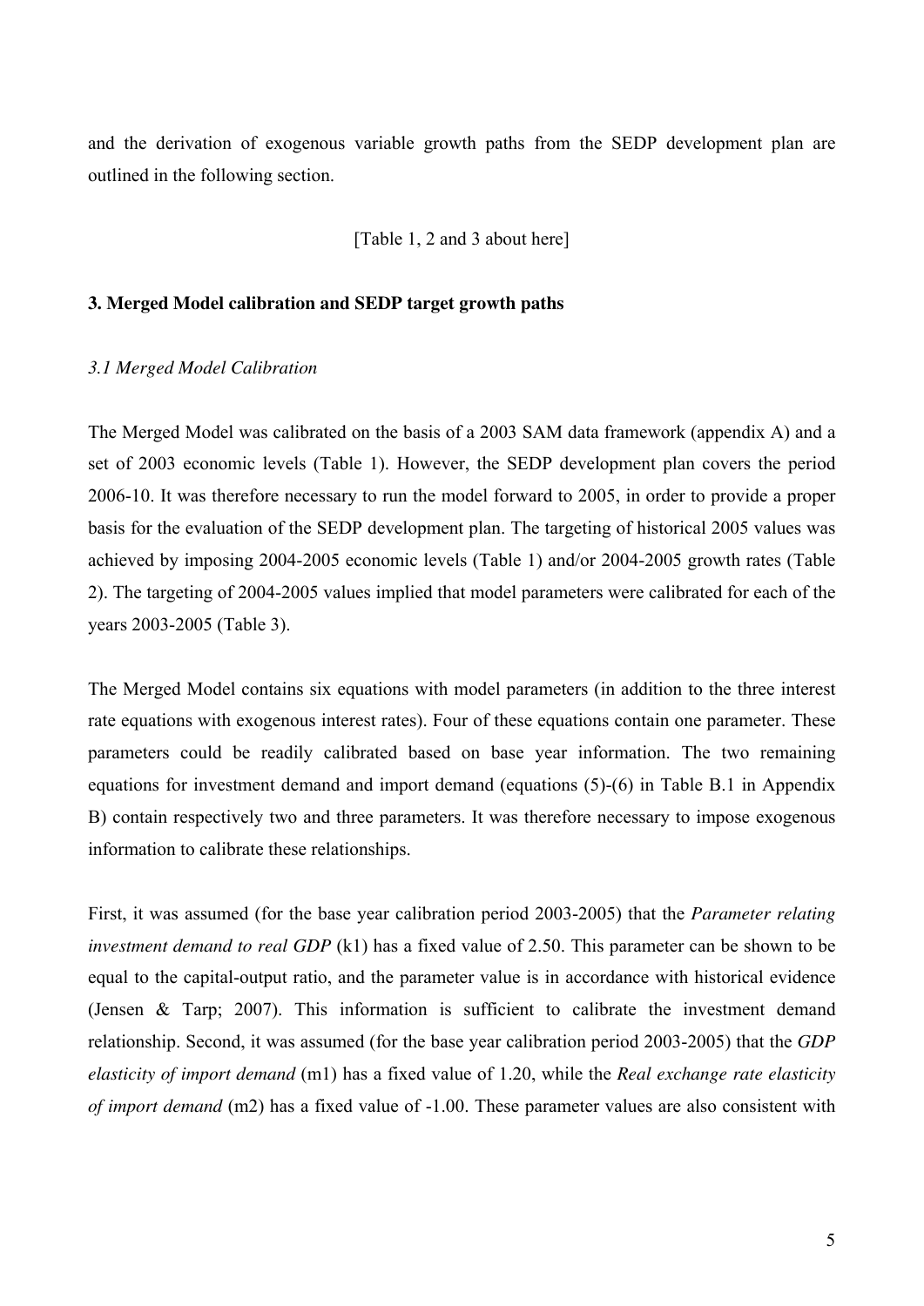and the derivation of exogenous variable growth paths from the SEDP development plan are outlined in the following section.

[Table 1, 2 and 3 about here]

### 3. Merged Model calibration and SEDP target growth paths

#### *3.1 Merged Model Calibration*

The Merged Model was calibrated on the basis of a 2003 SAM data framework (appendix A) and a set of 2003 economic levels (Table 1). However, the SEDP development plan covers the period 2006-10. It was therefore necessary to run the model forward to 2005, in order to provide a proper basis for the evaluation of the SEDP development plan. The targeting of historical 2005 values was achieved by imposing 2004-2005 economic levels (Table 1) and/or 2004-2005 growth rates (Table 2). The targeting of 2004-2005 values implied that model parameters were calibrated for each of the years 2003-2005 (Table 3).

The Merged Model contains six equations with model parameters (in addition to the three interest rate equations with exogenous interest rates). Four of these equations contain one parameter. These parameters could be readily calibrated based on base year information. The two remaining equations for investment demand and import demand (equations (5)-(6) in Table B.1 in Appendix B) contain respectively two and three parameters. It was therefore necessary to impose exogenous information to calibrate these relationships.

First, it was assumed (for the base year calibration period 2003-2005) that the *Parameter relating investment demand to real GDP* (k1) has a fixed value of 2.50. This parameter can be shown to be equal to the capital-output ratio, and the parameter value is in accordance with historical evidence (Jensen & Tarp; 2007). This information is sufficient to calibrate the investment demand relationship. Second, it was assumed (for the base year calibration period 2003-2005) that the *GDP elasticity of import demand* (m1) has a fixed value of 1.20, while the *Real exchange rate elasticity of import demand* (m2) has a fixed value of -1.00. These parameter values are also consistent with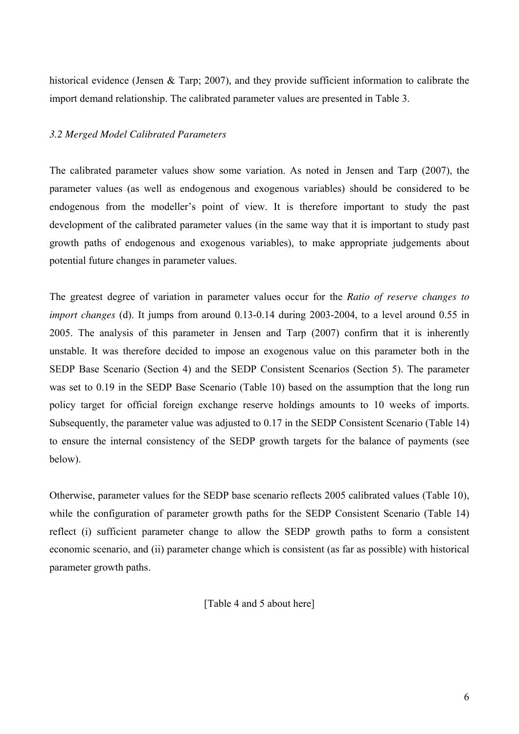historical evidence (Jensen & Tarp; 2007), and they provide sufficient information to calibrate the import demand relationship. The calibrated parameter values are presented in Table 3.

### *3.2 Merged Model Calibrated Parameters*

The calibrated parameter values show some variation. As noted in Jensen and Tarp (2007), the parameter values (as well as endogenous and exogenous variables) should be considered to be endogenous from the modeller's point of view. It is therefore important to study the past development of the calibrated parameter values (in the same way that it is important to study past growth paths of endogenous and exogenous variables), to make appropriate judgements about potential future changes in parameter values.

The greatest degree of variation in parameter values occur for the *Ratio of reserve changes to import changes* (d). It jumps from around 0.13-0.14 during 2003-2004, to a level around 0.55 in 2005. The analysis of this parameter in Jensen and Tarp (2007) confirm that it is inherently unstable. It was therefore decided to impose an exogenous value on this parameter both in the SEDP Base Scenario (Section 4) and the SEDP Consistent Scenarios (Section 5). The parameter was set to 0.19 in the SEDP Base Scenario (Table 10) based on the assumption that the long run policy target for official foreign exchange reserve holdings amounts to 10 weeks of imports. Subsequently, the parameter value was adjusted to 0.17 in the SEDP Consistent Scenario (Table 14) to ensure the internal consistency of the SEDP growth targets for the balance of payments (see below).

Otherwise, parameter values for the SEDP base scenario reflects 2005 calibrated values (Table 10), while the configuration of parameter growth paths for the SEDP Consistent Scenario (Table 14) reflect (i) sufficient parameter change to allow the SEDP growth paths to form a consistent economic scenario, and (ii) parameter change which is consistent (as far as possible) with historical parameter growth paths.

[Table 4 and 5 about here]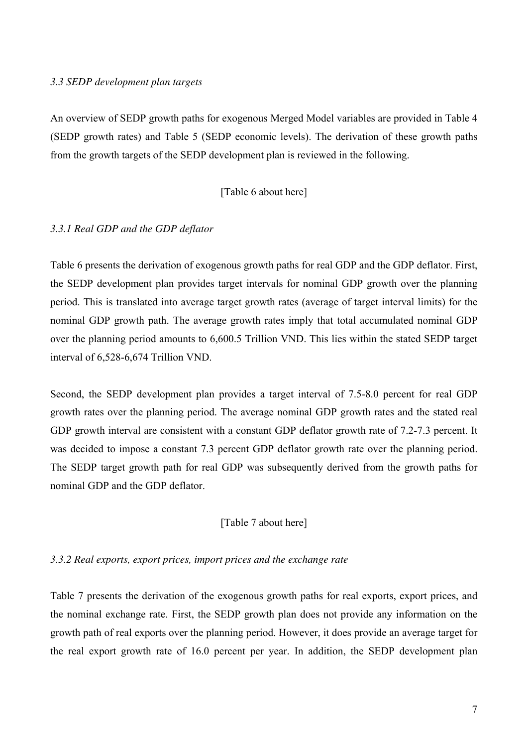*3.3 SEDP development plan targets*

An overview of SEDP growth paths for exogenous Merged Model variables are provided in Table 4 (SEDP growth rates) and Table 5 (SEDP economic levels). The derivation of these growth paths from the growth targets of the SEDP development plan is reviewed in the following.

[Table 6 about here]

*3.3.1 Real GDP and the GDP deflator*

Table 6 presents the derivation of exogenous growth paths for real GDP and the GDP deflator. First, the SEDP development plan provides target intervals for nominal GDP growth over the planning period. This is translated into average target growth rates (average of target interval limits) for the nominal GDP growth path. The average growth rates imply that total accumulated nominal GDP over the planning period amounts to 6,600.5 Trillion VND. This lies within the stated SEDP target interval of 6,528-6,674 Trillion VND.

Second, the SEDP development plan provides a target interval of 7.5-8.0 percent for real GDP growth rates over the planning period. The average nominal GDP growth rates and the stated real GDP growth interval are consistent with a constant GDP deflator growth rate of 7.2-7.3 percent. It was decided to impose a constant 7.3 percent GDP deflator growth rate over the planning period. The SEDP target growth path for real GDP was subsequently derived from the growth paths for nominal GDP and the GDP deflator.

[Table 7 about here]

*3.3.2 Real exports, export prices, import prices and the exchange rate*

Table 7 presents the derivation of the exogenous growth paths for real exports, export prices, and the nominal exchange rate. First, the SEDP growth plan does not provide any information on the growth path of real exports over the planning period. However, it does provide an average target for the real export growth rate of 16.0 percent per year. In addition, the SEDP development plan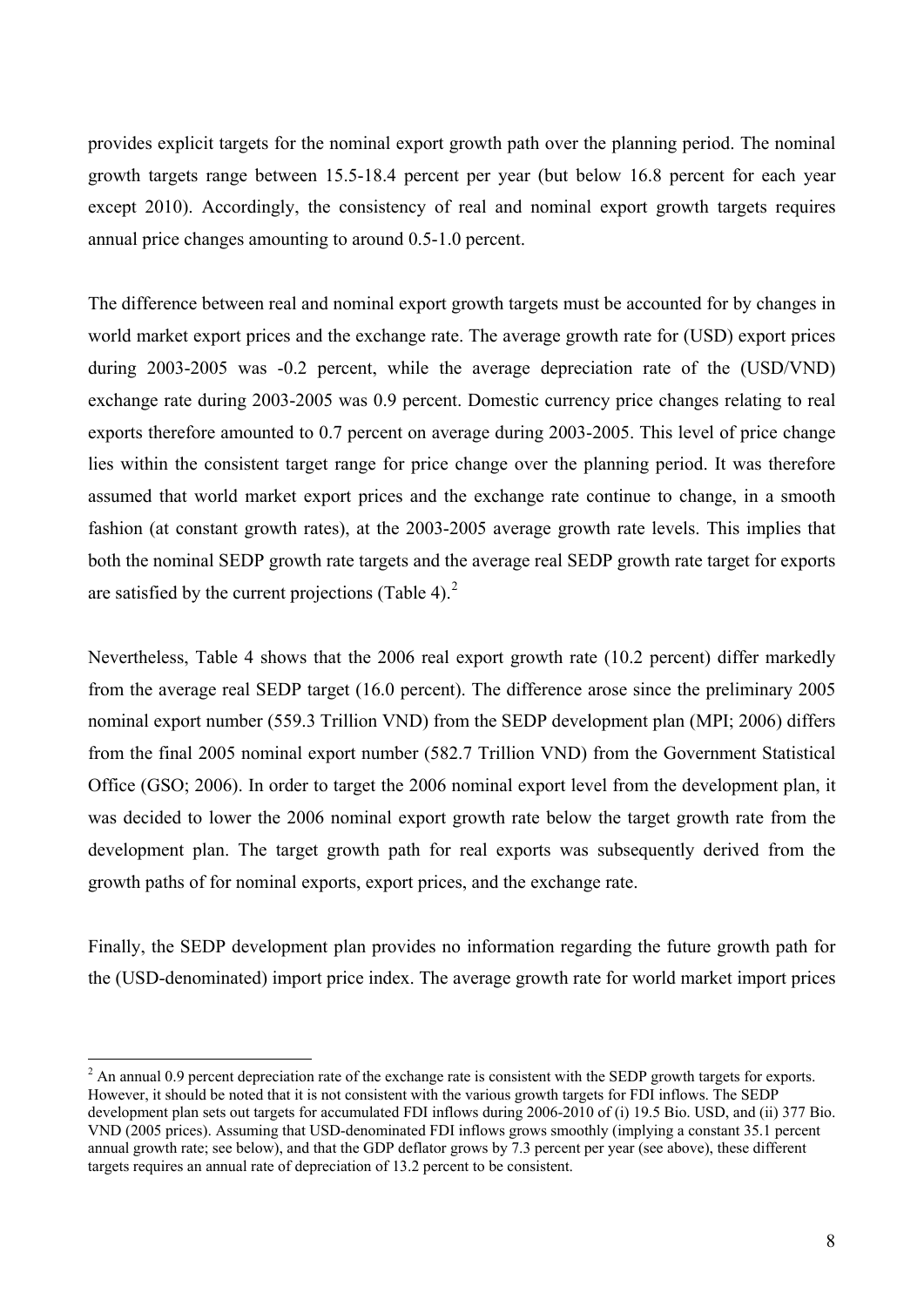provides explicit targets for the nominal export growth path over the planning period. The nominal growth targets range between 15.5-18.4 percent per year (but below 16.8 percent for each year except 2010). Accordingly, the consistency of real and nominal export growth targets requires annual price changes amounting to around 0.5-1.0 percent.

The difference between real and nominal export growth targets must be accounted for by changes in world market export prices and the exchange rate. The average growth rate for (USD) export prices during 2003-2005 was -0.2 percent, while the average depreciation rate of the (USD/VND) exchange rate during 2003-2005 was 0.9 percent. Domestic currency price changes relating to real exports therefore amounted to 0.7 percent on average during 2003-2005. This level of price change lies within the consistent target range for price change over the planning period. It was therefore assumed that world market export prices and the exchange rate continue to change, in a smooth fashion (at constant growth rates), at the 2003-2005 average growth rate levels. This implies that both the nominal SEDP growth rate targets and the average real SEDP growth rate target for exports are satisfied by the current projections (Table 4).[2]

Nevertheless, Table 4 shows that the 2006 real export growth rate (10.2 percent) differ markedly from the average real SEDP target (16.0 percent). The difference arose since the preliminary 2005 nominal export number (559.3 Trillion VND) from the SEDP development plan (MPI; 2006) differs from the final 2005 nominal export number (582.7 Trillion VND) from the Government Statistical Office (GSO; 2006). In order to target the 2006 nominal export level from the development plan, it was decided to lower the 2006 nominal export growth rate below the target growth rate from the development plan. The target growth path for real exports was subsequently derived from the growth paths of for nominal exports, export prices, and the exchange rate.

Finally, the SEDP development plan provides no information regarding the future growth path for the (USD-denominated) import price index. The average growth rate for world market import prices

[2] An annual 0.9 percent depreciation rate of the exchange rate is consistent with the SEDP growth targets for exports. However, it should be noted that it is not consistent with the various growth targets for FDI inflows. The SEDP development plan sets out targets for accumulated FDI inflows during 2006-2010 of (i) 19.5 Bio. USD, and (ii) 377 Bio. VND (2005 prices). Assuming that USD-denominated FDI inflows grows smoothly (implying a constant 35.1 percent annual growth rate; see below), and that the GDP deflator grows by 7.3 percent per year (see above), these different targets requires an annual rate of depreciation of 13.2 percent to be consistent.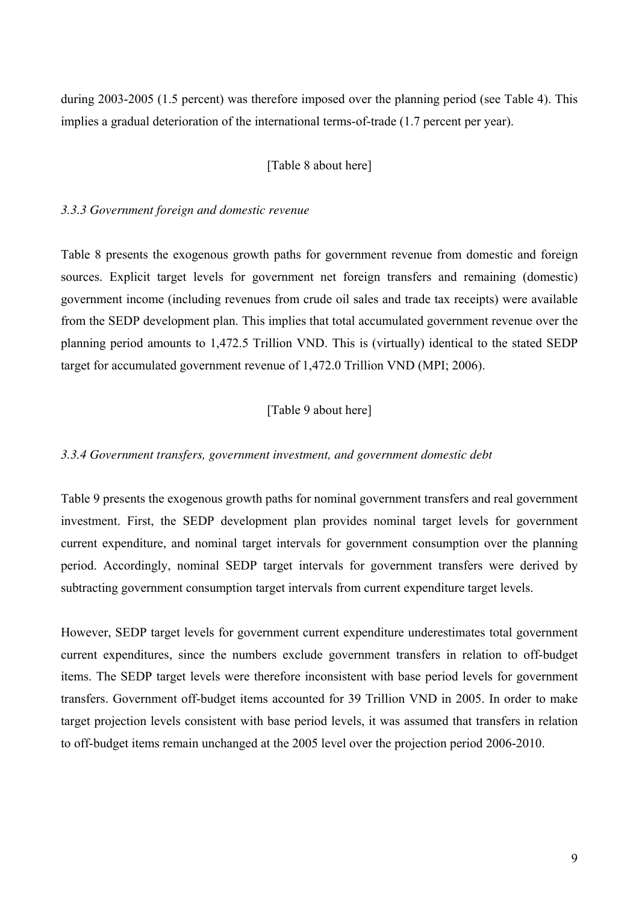during 2003-2005 (1.5 percent) was therefore imposed over the planning period (see Table 4). This implies a gradual deterioration of the international terms-of-trade (1.7 percent per year).

[Table 8 about here]

### *3.3.3 Government foreign and domestic revenue*

Table 8 presents the exogenous growth paths for government revenue from domestic and foreign sources. Explicit target levels for government net foreign transfers and remaining (domestic) government income (including revenues from crude oil sales and trade tax receipts) were available from the SEDP development plan. This implies that total accumulated government revenue over the planning period amounts to 1,472.5 Trillion VND. This is (virtually) identical to the stated SEDP target for accumulated government revenue of 1,472.0 Trillion VND (MPI; 2006).

[Table 9 about here]

### *3.3.4 Government transfers, government investment, and government domestic debt*

Table 9 presents the exogenous growth paths for nominal government transfers and real government investment. First, the SEDP development plan provides nominal target levels for government current expenditure, and nominal target intervals for government consumption over the planning period. Accordingly, nominal SEDP target intervals for government transfers were derived by subtracting government consumption target intervals from current expenditure target levels.

However, SEDP target levels for government current expenditure underestimates total government current expenditures, since the numbers exclude government transfers in relation to off-budget items. The SEDP target levels were therefore inconsistent with base period levels for government transfers. Government off-budget items accounted for 39 Trillion VND in 2005. In order to make target projection levels consistent with base period levels, it was assumed that transfers in relation to off-budget items remain unchanged at the 2005 level over the projection period 2006-2010.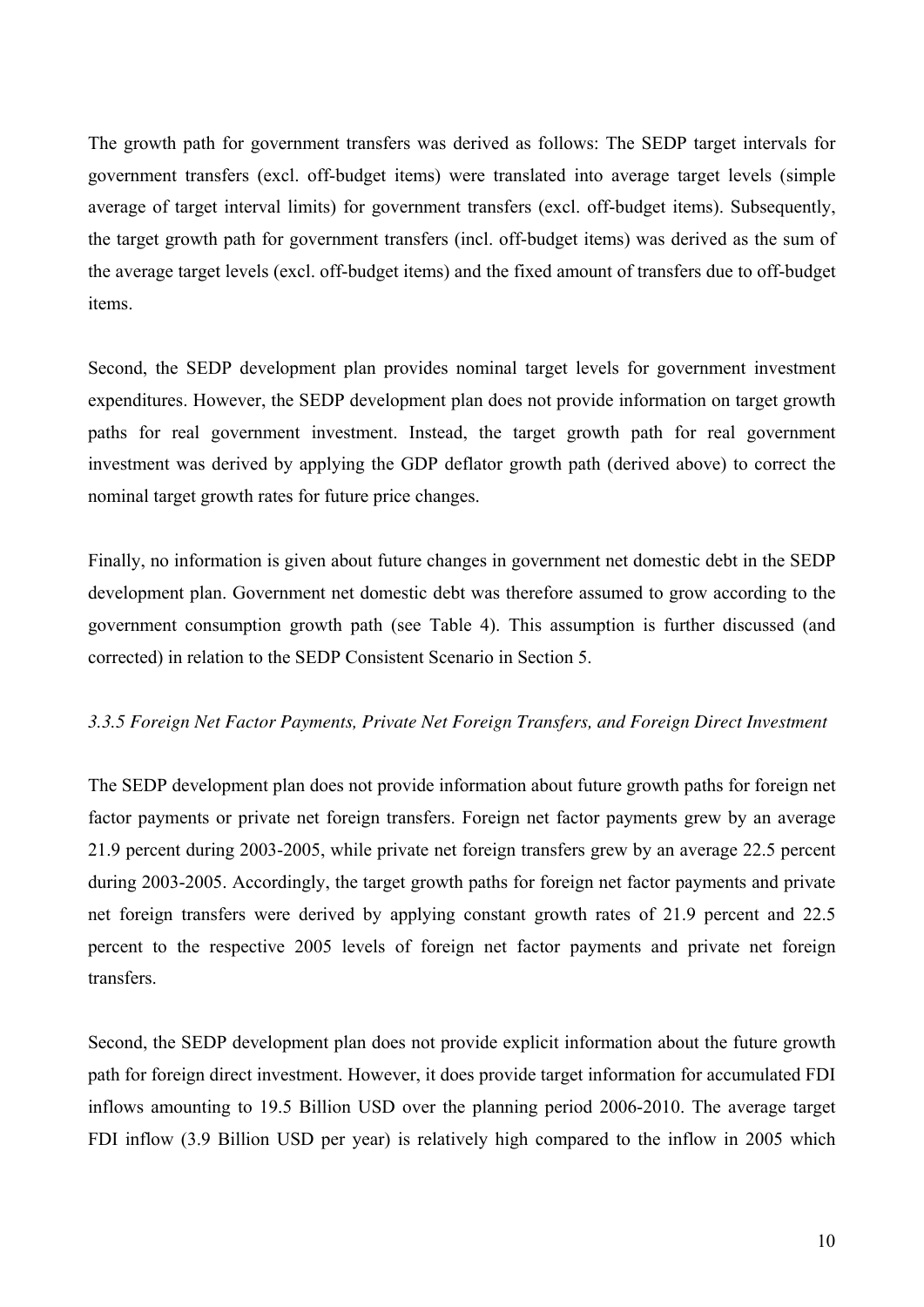The growth path for government transfers was derived as follows: The SEDP target intervals for government transfers (excl. off-budget items) were translated into average target levels (simple average of target interval limits) for government transfers (excl. off-budget items). Subsequently, the target growth path for government transfers (incl. off-budget items) was derived as the sum of the average target levels (excl. off-budget items) and the fixed amount of transfers due to off-budget items.

Second, the SEDP development plan provides nominal target levels for government investment expenditures. However, the SEDP development plan does not provide information on target growth paths for real government investment. Instead, the target growth path for real government investment was derived by applying the GDP deflator growth path (derived above) to correct the nominal target growth rates for future price changes.

Finally, no information is given about future changes in government net domestic debt in the SEDP development plan. Government net domestic debt was therefore assumed to grow according to the government consumption growth path (see Table 4). This assumption is further discussed (and corrected) in relation to the SEDP Consistent Scenario in Section 5.

### *3.3.5 Foreign Net Factor Payments, Private Net Foreign Transfers, and Foreign Direct Investment*

The SEDP development plan does not provide information about future growth paths for foreign net factor payments or private net foreign transfers. Foreign net factor payments grew by an average 21.9 percent during 2003-2005, while private net foreign transfers grew by an average 22.5 percent during 2003-2005. Accordingly, the target growth paths for foreign net factor payments and private net foreign transfers were derived by applying constant growth rates of 21.9 percent and 22.5 percent to the respective 2005 levels of foreign net factor payments and private net foreign transfers.

Second, the SEDP development plan does not provide explicit information about the future growth path for foreign direct investment. However, it does provide target information for accumulated FDI inflows amounting to 19.5 Billion USD over the planning period 2006-2010. The average target FDI inflow (3.9 Billion USD per year) is relatively high compared to the inflow in 2005 which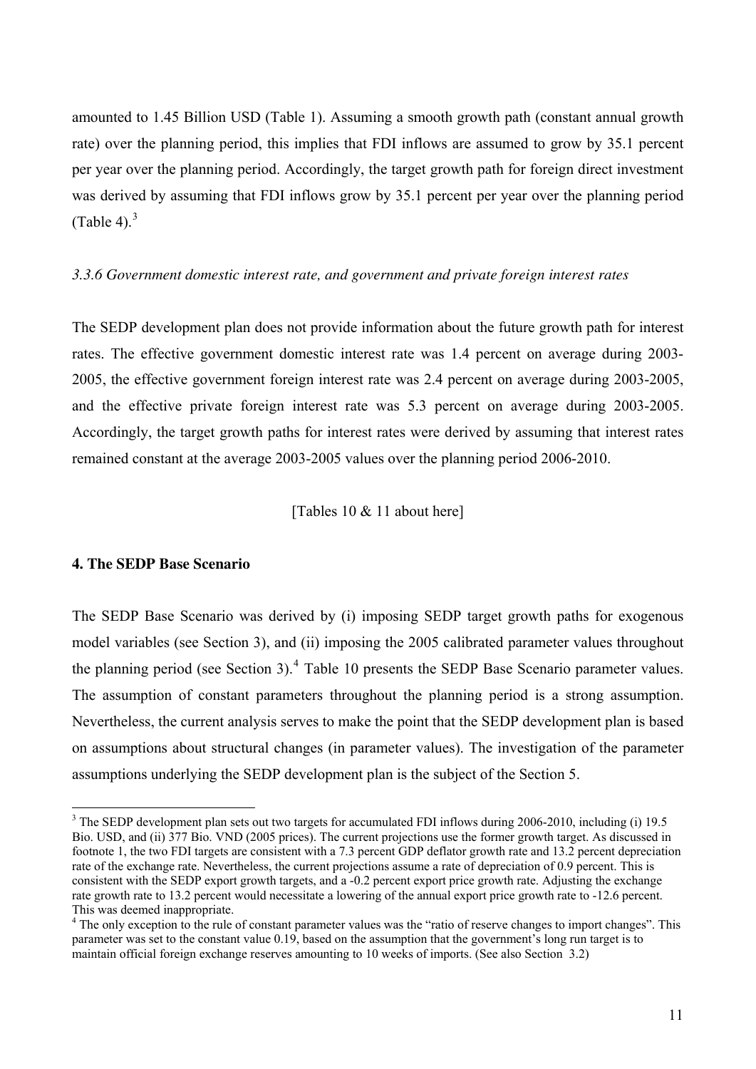amounted to 1.45 Billion USD (Table 1). Assuming a smooth growth path (constant annual growth rate) over the planning period, this implies that FDI inflows are assumed to grow by 35.1 percent per year over the planning period. Accordingly, the target growth path for foreign direct investment was derived by assuming that FDI inflows grow by 35.1 percent per year over the planning period (Table 4).[3]

*3.3.6 Government domestic interest rate, and government and private foreign interest rates*

The SEDP development plan does not provide information about the future growth path for interest rates. The effective government domestic interest rate was 1.4 percent on average during 2003-2005, the effective government foreign interest rate was 2.4 percent on average during 2003-2005, and the effective private foreign interest rate was 5.3 percent on average during 2003-2005. Accordingly, the target growth paths for interest rates were derived by assuming that interest rates remained constant at the average 2003-2005 values over the planning period 2006-2010.

[Tables 10 & 11 about here]

## 4. The SEDP Base Scenario

The SEDP Base Scenario was derived by (i) imposing SEDP target growth paths for exogenous model variables (see Section 3), and (ii) imposing the 2005 calibrated parameter values throughout the planning period (see Section 3).[4] Table 10 presents the SEDP Base Scenario parameter values. The assumption of constant parameters throughout the planning period is a strong assumption. Nevertheless, the current analysis serves to make the point that the SEDP development plan is based on assumptions about structural changes (in parameter values). The investigation of the parameter assumptions underlying the SEDP development plan is the subject of the Section 5.

[3] The SEDP development plan sets out two targets for accumulated FDI inflows during 2006-2010, including (i) 19.5 Bio. USD, and (ii) 377 Bio. VND (2005 prices). The current projections use the former growth target. As discussed in footnote 1, the two FDI targets are consistent with a 7.3 percent GDP deflator growth rate and 13.2 percent depreciation rate of the exchange rate. Nevertheless, the current projections assume a rate of depreciation of 0.9 percent. This is consistent with the SEDP export growth targets, and a -0.2 percent export price growth rate. Adjusting the exchange rate growth rate to 13.2 percent would necessitate a lowering of the annual export price growth rate to -12.6 percent. This was deemed inappropriate.

[4] The only exception to the rule of constant parameter values was the "ratio of reserve changes to import changes". This parameter was set to the constant value 0.19, based on the assumption that the government's long run target is to maintain official foreign exchange reserves amounting to 10 weeks of imports. (See also Section 3.2)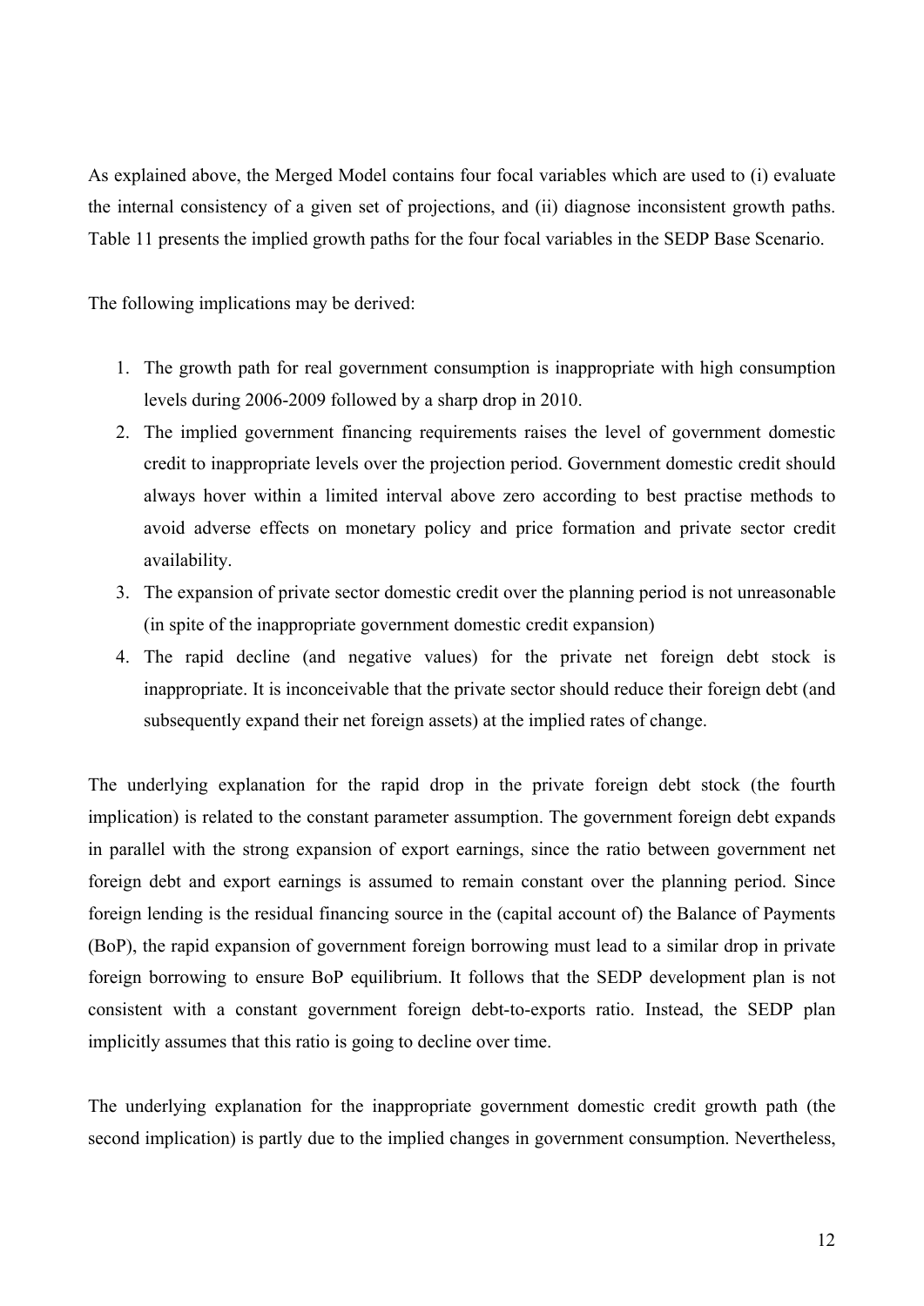As explained above, the Merged Model contains four focal variables which are used to (i) evaluate the internal consistency of a given set of projections, and (ii) diagnose inconsistent growth paths. Table 11 presents the implied growth paths for the four focal variables in the SEDP Base Scenario.

The following implications may be derived:

1. The growth path for real government consumption is inappropriate with high consumption levels during 2006-2009 followed by a sharp drop in 2010.
2. The implied government financing requirements raises the level of government domestic credit to inappropriate levels over the projection period. Government domestic credit should always hover within a limited interval above zero according to best practise methods to avoid adverse effects on monetary policy and price formation and private sector credit availability.
3. The expansion of private sector domestic credit over the planning period is not unreasonable (in spite of the inappropriate government domestic credit expansion)
4. The rapid decline (and negative values) for the private net foreign debt stock is inappropriate. It is inconceivable that the private sector should reduce their foreign debt (and subsequently expand their net foreign assets) at the implied rates of change.

The underlying explanation for the rapid drop in the private foreign debt stock (the fourth implication) is related to the constant parameter assumption. The government foreign debt expands in parallel with the strong expansion of export earnings, since the ratio between government net foreign debt and export earnings is assumed to remain constant over the planning period. Since foreign lending is the residual financing source in the (capital account of) the Balance of Payments (BoP), the rapid expansion of government foreign borrowing must lead to a similar drop in private foreign borrowing to ensure BoP equilibrium. It follows that the SEDP development plan is not consistent with a constant government foreign debt-to-exports ratio. Instead, the SEDP plan implicitly assumes that this ratio is going to decline over time.

The underlying explanation for the inappropriate government domestic credit growth path (the second implication) is partly due to the implied changes in government consumption. Nevertheless,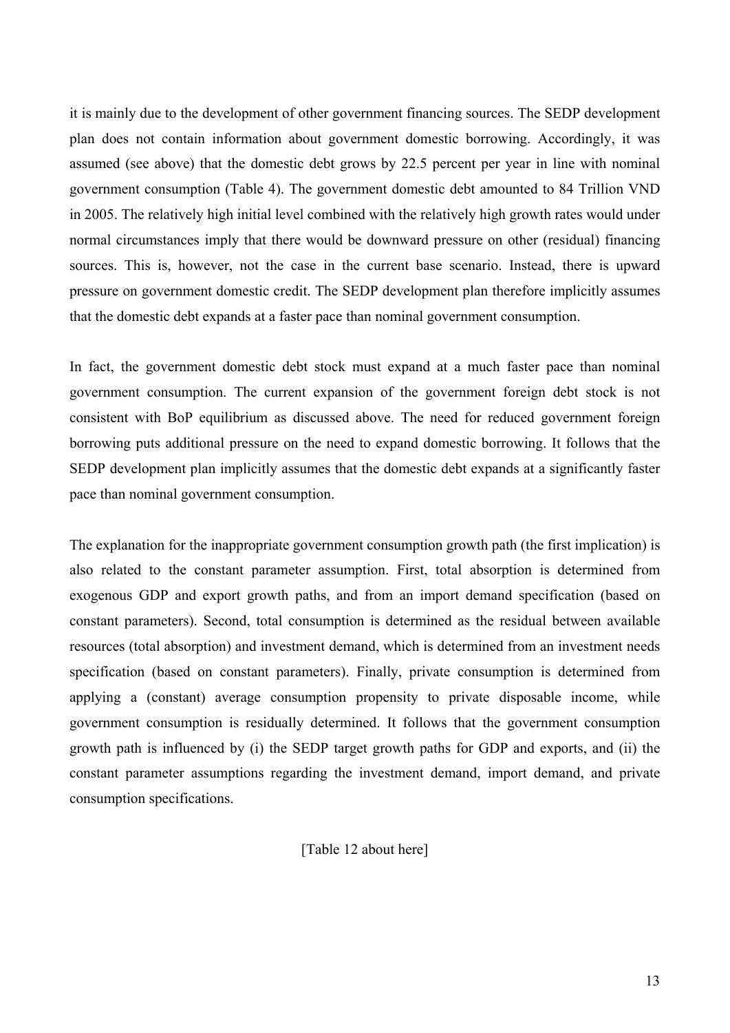it is mainly due to the development of other government financing sources. The SEDP development plan does not contain information about government domestic borrowing. Accordingly, it was assumed (see above) that the domestic debt grows by 22.5 percent per year in line with nominal government consumption (Table 4). The government domestic debt amounted to 84 Trillion VND in 2005. The relatively high initial level combined with the relatively high growth rates would under normal circumstances imply that there would be downward pressure on other (residual) financing sources. This is, however, not the case in the current base scenario. Instead, there is upward pressure on government domestic credit. The SEDP development plan therefore implicitly assumes that the domestic debt expands at a faster pace than nominal government consumption.

In fact, the government domestic debt stock must expand at a much faster pace than nominal government consumption. The current expansion of the government foreign debt stock is not consistent with BoP equilibrium as discussed above. The need for reduced government foreign borrowing puts additional pressure on the need to expand domestic borrowing. It follows that the SEDP development plan implicitly assumes that the domestic debt expands at a significantly faster pace than nominal government consumption.

The explanation for the inappropriate government consumption growth path (the first implication) is also related to the constant parameter assumption. First, total absorption is determined from exogenous GDP and export growth paths, and from an import demand specification (based on constant parameters). Second, total consumption is determined as the residual between available resources (total absorption) and investment demand, which is determined from an investment needs specification (based on constant parameters). Finally, private consumption is determined from applying a (constant) average consumption propensity to private disposable income, while government consumption is residually determined. It follows that the government consumption growth path is influenced by (i) the SEDP target growth paths for GDP and exports, and (ii) the constant parameter assumptions regarding the investment demand, import demand, and private consumption specifications.

[Table 12 about here]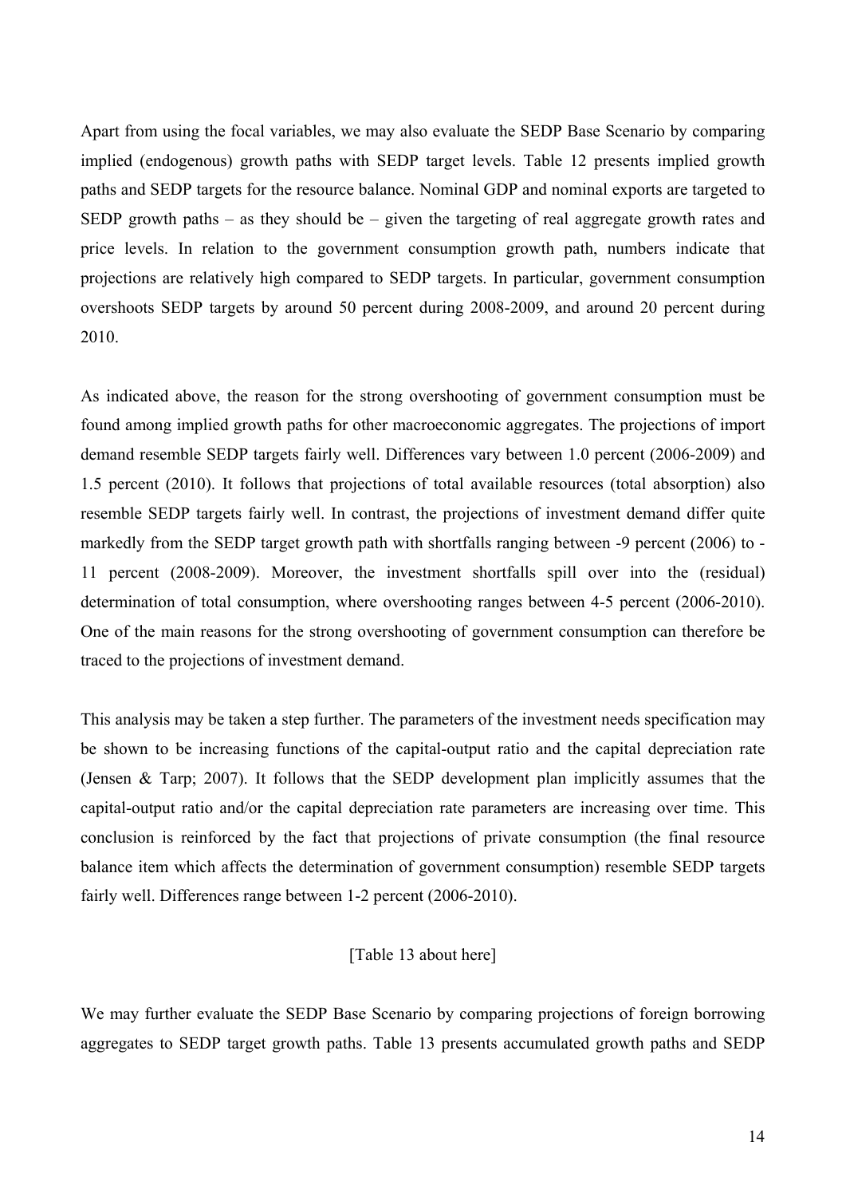Apart from using the focal variables, we may also evaluate the SEDP Base Scenario by comparing implied (endogenous) growth paths with SEDP target levels. Table 12 presents implied growth paths and SEDP targets for the resource balance. Nominal GDP and nominal exports are targeted to SEDP growth paths – as they should be – given the targeting of real aggregate growth rates and price levels. In relation to the government consumption growth path, numbers indicate that projections are relatively high compared to SEDP targets. In particular, government consumption overshoots SEDP targets by around 50 percent during 2008-2009, and around 20 percent during 2010.

As indicated above, the reason for the strong overshooting of government consumption must be found among implied growth paths for other macroeconomic aggregates. The projections of import demand resemble SEDP targets fairly well. Differences vary between 1.0 percent (2006-2009) and 1.5 percent (2010). It follows that projections of total available resources (total absorption) also resemble SEDP targets fairly well. In contrast, the projections of investment demand differ quite markedly from the SEDP target growth path with shortfalls ranging between -9 percent (2006) to -11 percent (2008-2009). Moreover, the investment shortfalls spill over into the (residual) determination of total consumption, where overshooting ranges between 4-5 percent (2006-2010). One of the main reasons for the strong overshooting of government consumption can therefore be traced to the projections of investment demand.

This analysis may be taken a step further. The parameters of the investment needs specification may be shown to be increasing functions of the capital-output ratio and the capital depreciation rate (Jensen & Tarp; 2007). It follows that the SEDP development plan implicitly assumes that the capital-output ratio and/or the capital depreciation rate parameters are increasing over time. This conclusion is reinforced by the fact that projections of private consumption (the final resource balance item which affects the determination of government consumption) resemble SEDP targets fairly well. Differences range between 1-2 percent (2006-2010).

[Table 13 about here]

We may further evaluate the SEDP Base Scenario by comparing projections of foreign borrowing aggregates to SEDP target growth paths. Table 13 presents accumulated growth paths and SEDP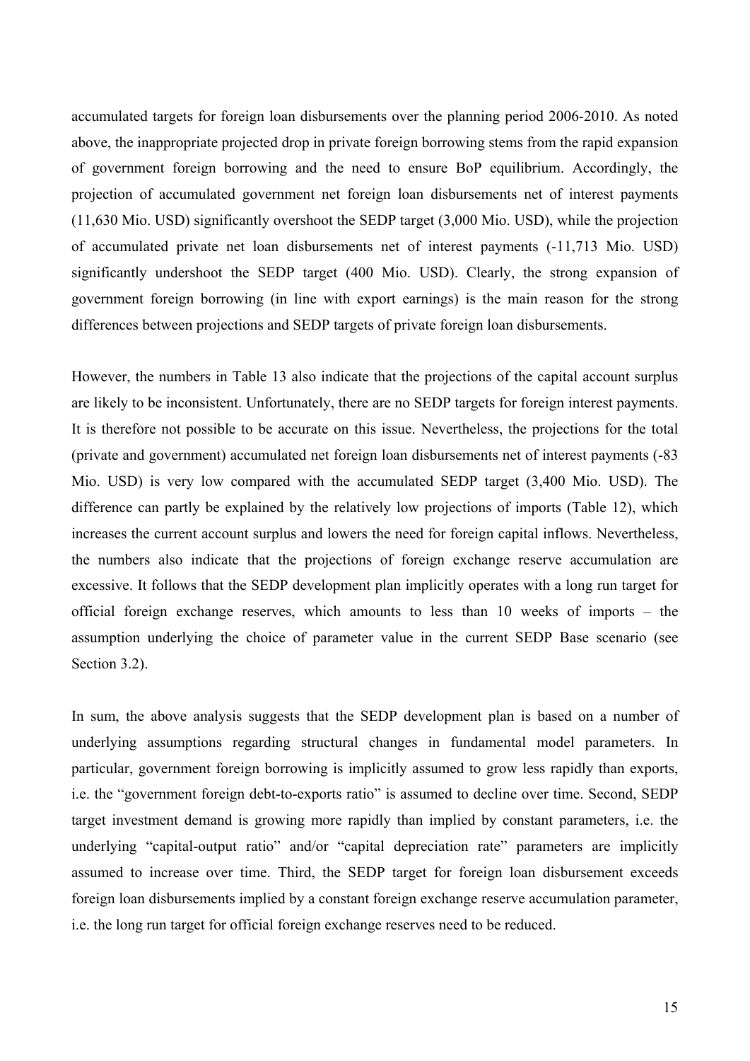accumulated targets for foreign loan disbursements over the planning period 2006-2010. As noted above, the inappropriate projected drop in private foreign borrowing stems from the rapid expansion of government foreign borrowing and the need to ensure BoP equilibrium. Accordingly, the projection of accumulated government net foreign loan disbursements net of interest payments (11,630 Mio. USD) significantly overshoot the SEDP target (3,000 Mio. USD), while the projection of accumulated private net loan disbursements net of interest payments (-11,713 Mio. USD) significantly undershoot the SEDP target (400 Mio. USD). Clearly, the strong expansion of government foreign borrowing (in line with export earnings) is the main reason for the strong differences between projections and SEDP targets of private foreign loan disbursements.

However, the numbers in Table 13 also indicate that the projections of the capital account surplus are likely to be inconsistent. Unfortunately, there are no SEDP targets for foreign interest payments. It is therefore not possible to be accurate on this issue. Nevertheless, the projections for the total (private and government) accumulated net foreign loan disbursements net of interest payments (-83 Mio. USD) is very low compared with the accumulated SEDP target (3,400 Mio. USD). The difference can partly be explained by the relatively low projections of imports (Table 12), which increases the current account surplus and lowers the need for foreign capital inflows. Nevertheless, the numbers also indicate that the projections of foreign exchange reserve accumulation are excessive. It follows that the SEDP development plan implicitly operates with a long run target for official foreign exchange reserves, which amounts to less than 10 weeks of imports – the assumption underlying the choice of parameter value in the current SEDP Base scenario (see Section 3.2).

In sum, the above analysis suggests that the SEDP development plan is based on a number of underlying assumptions regarding structural changes in fundamental model parameters. In particular, government foreign borrowing is implicitly assumed to grow less rapidly than exports, i.e. the "government foreign debt-to-exports ratio" is assumed to decline over time. Second, SEDP target investment demand is growing more rapidly than implied by constant parameters, i.e. the underlying "capital-output ratio" and/or "capital depreciation rate" parameters are implicitly assumed to increase over time. Third, the SEDP target for foreign loan disbursement exceeds foreign loan disbursements implied by a constant foreign exchange reserve accumulation parameter, i.e. the long run target for official foreign exchange reserves need to be reduced.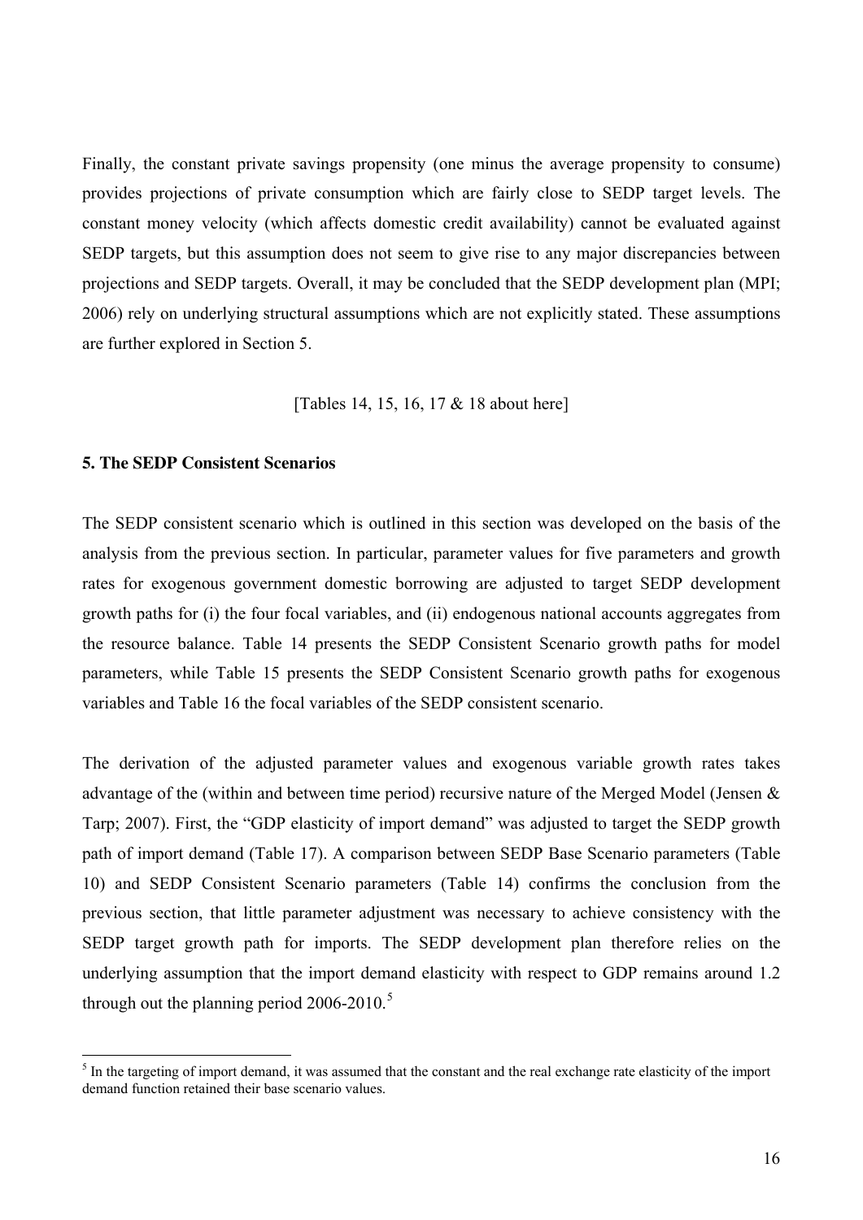Finally, the constant private savings propensity (one minus the average propensity to consume) provides projections of private consumption which are fairly close to SEDP target levels. The constant money velocity (which affects domestic credit availability) cannot be evaluated against SEDP targets, but this assumption does not seem to give rise to any major discrepancies between projections and SEDP targets. Overall, it may be concluded that the SEDP development plan (MPI; 2006) rely on underlying structural assumptions which are not explicitly stated. These assumptions are further explored in Section 5.

[Tables 14, 15, 16, 17 & 18 about here]

## 5. The SEDP Consistent Scenarios

The SEDP consistent scenario which is outlined in this section was developed on the basis of the analysis from the previous section. In particular, parameter values for five parameters and growth rates for exogenous government domestic borrowing are adjusted to target SEDP development growth paths for (i) the four focal variables, and (ii) endogenous national accounts aggregates from the resource balance. Table 14 presents the SEDP Consistent Scenario growth paths for model parameters, while Table 15 presents the SEDP Consistent Scenario growth paths for exogenous variables and Table 16 the focal variables of the SEDP consistent scenario.

The derivation of the adjusted parameter values and exogenous variable growth rates takes advantage of the (within and between time period) recursive nature of the Merged Model (Jensen & Tarp; 2007). First, the "GDP elasticity of import demand" was adjusted to target the SEDP growth path of import demand (Table 17). A comparison between SEDP Base Scenario parameters (Table 10) and SEDP Consistent Scenario parameters (Table 14) confirms the conclusion from the previous section, that little parameter adjustment was necessary to achieve consistency with the SEDP target growth path for imports. The SEDP development plan therefore relies on the underlying assumption that the import demand elasticity with respect to GDP remains around 1.2 through out the planning period 2006-2010.[5]

[5] In the targeting of import demand, it was assumed that the constant and the real exchange rate elasticity of the import demand function retained their base scenario values.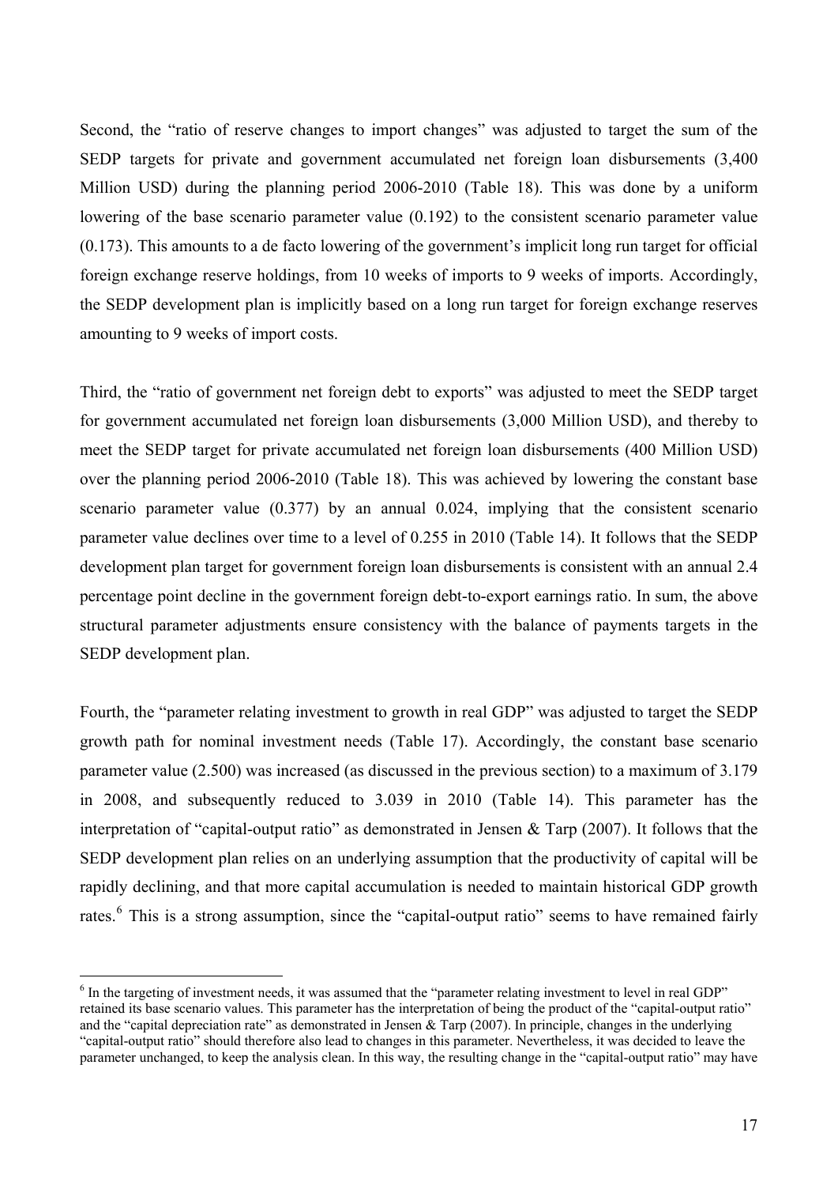Second, the "ratio of reserve changes to import changes" was adjusted to target the sum of the SEDP targets for private and government accumulated net foreign loan disbursements (3,400 Million USD) during the planning period 2006-2010 (Table 18). This was done by a uniform lowering of the base scenario parameter value (0.192) to the consistent scenario parameter value (0.173). This amounts to a de facto lowering of the government's implicit long run target for official foreign exchange reserve holdings, from 10 weeks of imports to 9 weeks of imports. Accordingly, the SEDP development plan is implicitly based on a long run target for foreign exchange reserves amounting to 9 weeks of import costs.

Third, the "ratio of government net foreign debt to exports" was adjusted to meet the SEDP target for government accumulated net foreign loan disbursements (3,000 Million USD), and thereby to meet the SEDP target for private accumulated net foreign loan disbursements (400 Million USD) over the planning period 2006-2010 (Table 18). This was achieved by lowering the constant base scenario parameter value (0.377) by an annual 0.024, implying that the consistent scenario parameter value declines over time to a level of 0.255 in 2010 (Table 14). It follows that the SEDP development plan target for government foreign loan disbursements is consistent with an annual 2.4 percentage point decline in the government foreign debt-to-export earnings ratio. In sum, the above structural parameter adjustments ensure consistency with the balance of payments targets in the SEDP development plan.

Fourth, the "parameter relating investment to growth in real GDP" was adjusted to target the SEDP growth path for nominal investment needs (Table 17). Accordingly, the constant base scenario parameter value (2.500) was increased (as discussed in the previous section) to a maximum of 3.179 in 2008, and subsequently reduced to 3.039 in 2010 (Table 14). This parameter has the interpretation of "capital-output ratio" as demonstrated in Jensen & Tarp (2007). It follows that the SEDP development plan relies on an underlying assumption that the productivity of capital will be rapidly declining, and that more capital accumulation is needed to maintain historical GDP growth rates.[6] This is a strong assumption, since the "capital-output ratio" seems to have remained fairly

[6] In the targeting of investment needs, it was assumed that the "parameter relating investment to level in real GDP" retained its base scenario values. This parameter has the interpretation of being the product of the "capital-output ratio" and the "capital depreciation rate" as demonstrated in Jensen & Tarp (2007). In principle, changes in the underlying "capital-output ratio" should therefore also lead to changes in this parameter. Nevertheless, it was decided to leave the parameter unchanged, to keep the analysis clean. In this way, the resulting change in the "capital-output ratio" may have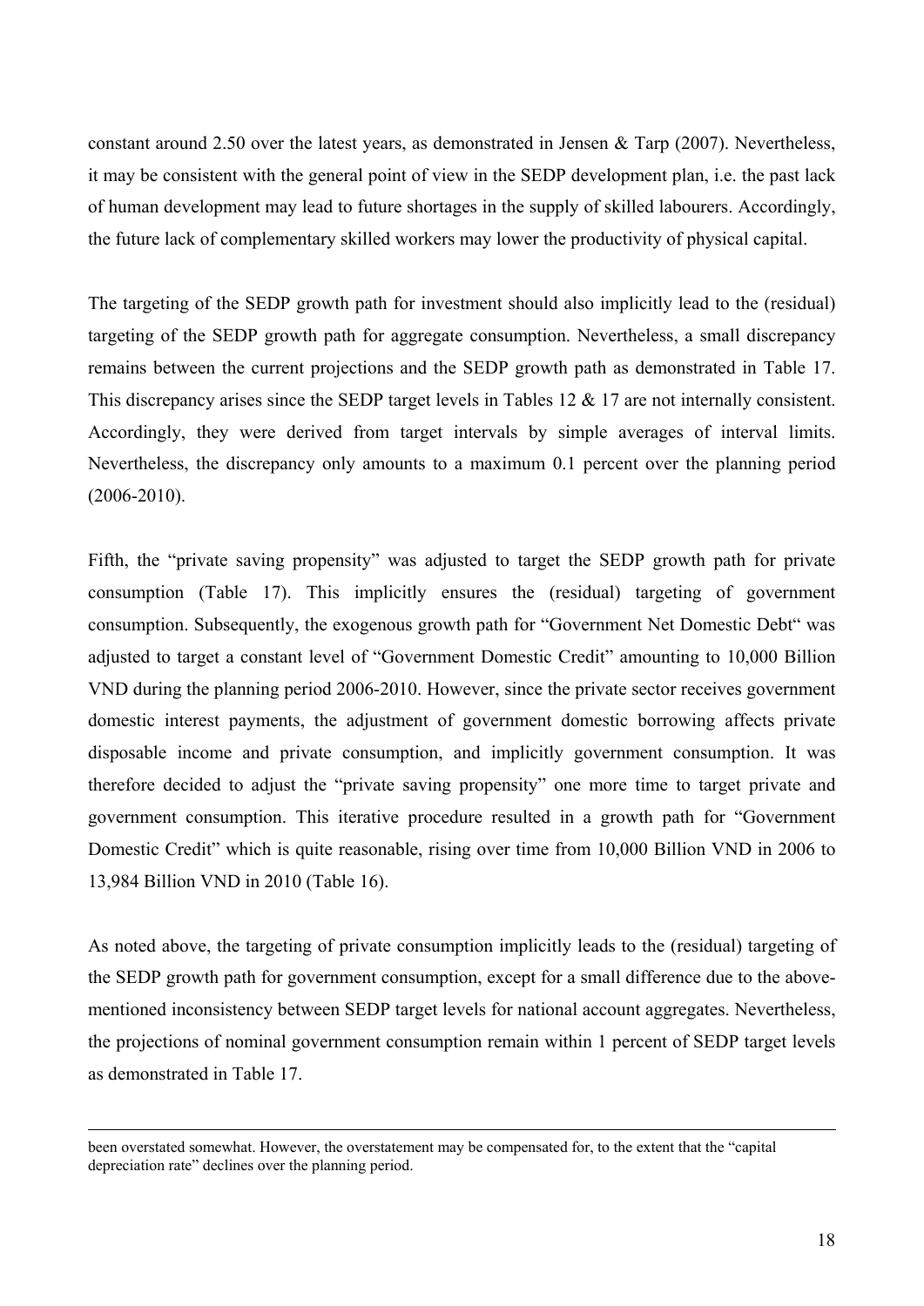constant around 2.50 over the latest years, as demonstrated in Jensen & Tarp (2007). Nevertheless, it may be consistent with the general point of view in the SEDP development plan, i.e. the past lack of human development may lead to future shortages in the supply of skilled labourers. Accordingly, the future lack of complementary skilled workers may lower the productivity of physical capital.

The targeting of the SEDP growth path for investment should also implicitly lead to the (residual) targeting of the SEDP growth path for aggregate consumption. Nevertheless, a small discrepancy remains between the current projections and the SEDP growth path as demonstrated in Table 17. This discrepancy arises since the SEDP target levels in Tables 12 & 17 are not internally consistent. Accordingly, they were derived from target intervals by simple averages of interval limits. Nevertheless, the discrepancy only amounts to a maximum 0.1 percent over the planning period (2006-2010).

Fifth, the "private saving propensity" was adjusted to target the SEDP growth path for private consumption (Table 17). This implicitly ensures the (residual) targeting of government consumption. Subsequently, the exogenous growth path for "Government Net Domestic Debt" was adjusted to target a constant level of "Government Domestic Credit" amounting to 10,000 Billion VND during the planning period 2006-2010. However, since the private sector receives government domestic interest payments, the adjustment of government domestic borrowing affects private disposable income and private consumption, and implicitly government consumption. It was therefore decided to adjust the "private saving propensity" one more time to target private and government consumption. This iterative procedure resulted in a growth path for "Government Domestic Credit" which is quite reasonable, rising over time from 10,000 Billion VND in 2006 to 13,984 Billion VND in 2010 (Table 16).

As noted above, the targeting of private consumption implicitly leads to the (residual) targeting of the SEDP growth path for government consumption, except for a small difference due to the above-mentioned inconsistency between SEDP target levels for national account aggregates. Nevertheless, the projections of nominal government consumption remain within 1 percent of SEDP target levels as demonstrated in Table 17.

---

been overstated somewhat. However, the overstatement may be compensated for, to the extent that the "capital depreciation rate" declines over the planning period.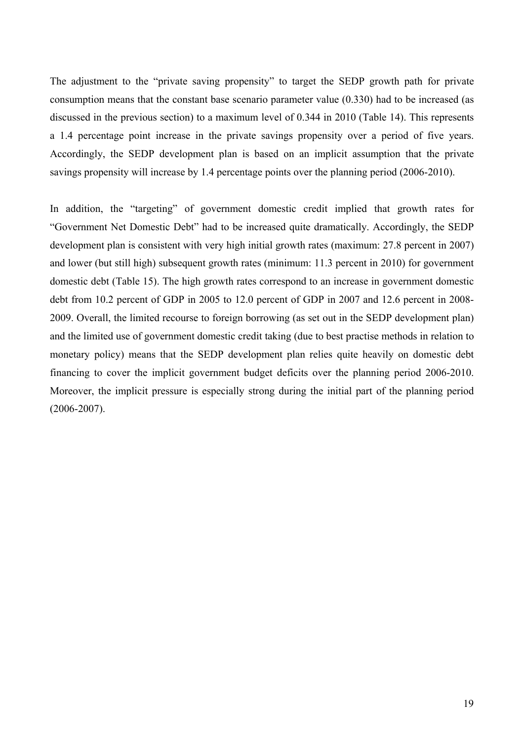The adjustment to the "private saving propensity" to target the SEDP growth path for private consumption means that the constant base scenario parameter value (0.330) had to be increased (as discussed in the previous section) to a maximum level of 0.344 in 2010 (Table 14). This represents a 1.4 percentage point increase in the private savings propensity over a period of five years. Accordingly, the SEDP development plan is based on an implicit assumption that the private savings propensity will increase by 1.4 percentage points over the planning period (2006-2010).

In addition, the "targeting" of government domestic credit implied that growth rates for "Government Net Domestic Debt" had to be increased quite dramatically. Accordingly, the SEDP development plan is consistent with very high initial growth rates (maximum: 27.8 percent in 2007) and lower (but still high) subsequent growth rates (minimum: 11.3 percent in 2010) for government domestic debt (Table 15). The high growth rates correspond to an increase in government domestic debt from 10.2 percent of GDP in 2005 to 12.0 percent of GDP in 2007 and 12.6 percent in 2008-2009. Overall, the limited recourse to foreign borrowing (as set out in the SEDP development plan) and the limited use of government domestic credit taking (due to best practise methods in relation to monetary policy) means that the SEDP development plan relies quite heavily on domestic debt financing to cover the implicit government budget deficits over the planning period 2006-2010. Moreover, the implicit pressure is especially strong during the initial part of the planning period (2006-2007).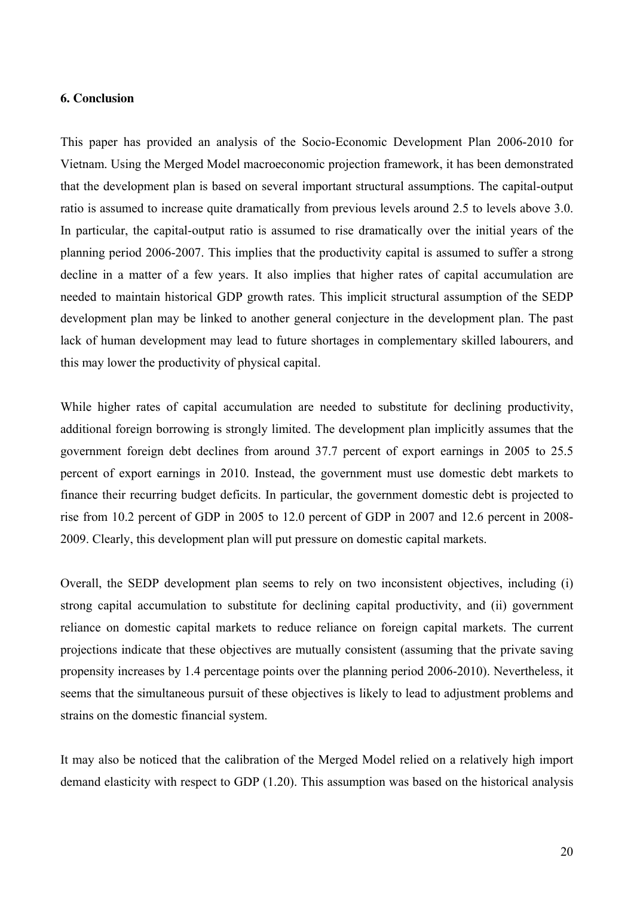**6. Conclusion**

This paper has provided an analysis of the Socio-Economic Development Plan 2006-2010 for Vietnam. Using the Merged Model macroeconomic projection framework, it has been demonstrated that the development plan is based on several important structural assumptions. The capital-output ratio is assumed to increase quite dramatically from previous levels around 2.5 to levels above 3.0. In particular, the capital-output ratio is assumed to rise dramatically over the initial years of the planning period 2006-2007. This implies that the productivity capital is assumed to suffer a strong decline in a matter of a few years. It also implies that higher rates of capital accumulation are needed to maintain historical GDP growth rates. This implicit structural assumption of the SEDP development plan may be linked to another general conjecture in the development plan. The past lack of human development may lead to future shortages in complementary skilled labourers, and this may lower the productivity of physical capital.

While higher rates of capital accumulation are needed to substitute for declining productivity, additional foreign borrowing is strongly limited. The development plan implicitly assumes that the government foreign debt declines from around 37.7 percent of export earnings in 2005 to 25.5 percent of export earnings in 2010. Instead, the government must use domestic debt markets to finance their recurring budget deficits. In particular, the government domestic debt is projected to rise from 10.2 percent of GDP in 2005 to 12.0 percent of GDP in 2007 and 12.6 percent in 2008-2009. Clearly, this development plan will put pressure on domestic capital markets.

Overall, the SEDP development plan seems to rely on two inconsistent objectives, including (i) strong capital accumulation to substitute for declining capital productivity, and (ii) government reliance on domestic capital markets to reduce reliance on foreign capital markets. The current projections indicate that these objectives are mutually consistent (assuming that the private saving propensity increases by 1.4 percentage points over the planning period 2006-2010). Nevertheless, it seems that the simultaneous pursuit of these objectives is likely to lead to adjustment problems and strains on the domestic financial system.

It may also be noticed that the calibration of the Merged Model relied on a relatively high import demand elasticity with respect to GDP (1.20). This assumption was based on the historical analysis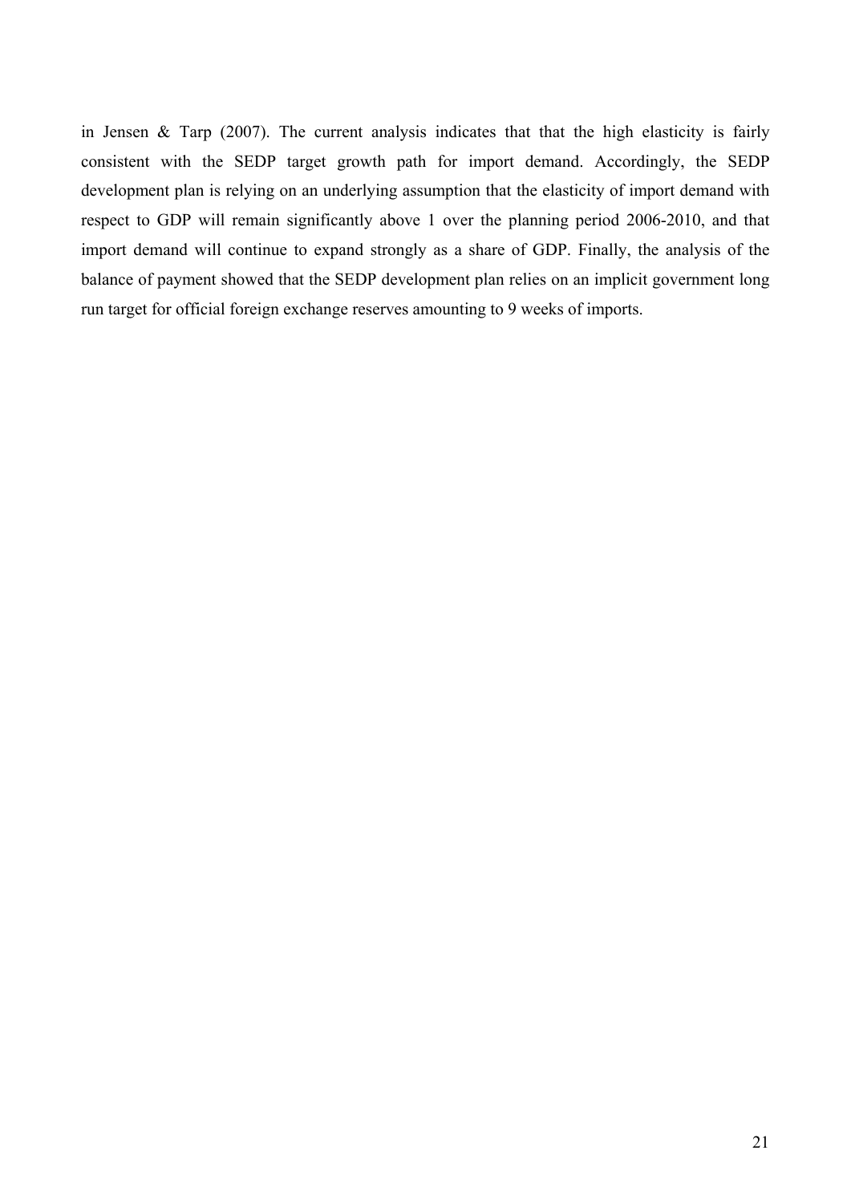in Jensen & Tarp (2007). The current analysis indicates that that the high elasticity is fairly consistent with the SEDP target growth path for import demand. Accordingly, the SEDP development plan is relying on an underlying assumption that the elasticity of import demand with respect to GDP will remain significantly above 1 over the planning period 2006-2010, and that import demand will continue to expand strongly as a share of GDP. Finally, the analysis of the balance of payment showed that the SEDP development plan relies on an implicit government long run target for official foreign exchange reserves amounting to 9 weeks of imports.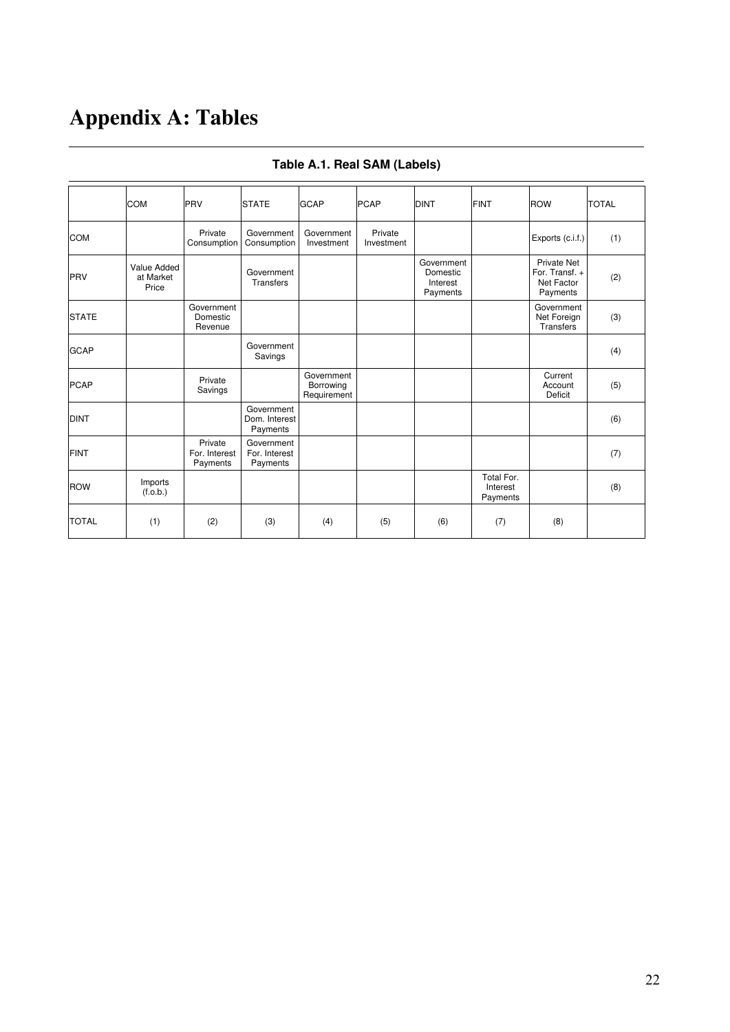# Appendix A: Tables

**Table A.1. Real SAM (Labels)**

| | COM | PRV | STATE | GCAP | PCAP | DINT | FINT | ROW | TOTAL |
|---|---|---|---|---|---|---|---|---|---|
| COM | | Private Consumption | Government Consumption | Government Investment | Private Investment | | | Exports (c.i.f.) | (1) |
| PRV | Value Added at Market Price | | Government Transfers | | | Government Domestic Interest Payments | | Private Net For. Transf. + Net Factor Payments | (2) |
| STATE | | Government Domestic Revenue | | | | | | Government Net Foreign Transfers | (3) |
| GCAP | | | Government Savings | | | | | | (4) |
| PCAP | | Private Savings | | Government Borrowing Requirement | | | | Current Account Deficit | (5) |
| DINT | | | Government Dom. Interest Payments | | | | | | (6) |
| FINT | | Private For. Interest Payments | Government For. Interest Payments | | | | | | (7) |
| ROW | Imports (f.o.b.) | | | | | | Total For. Interest Payments | | (8) |
| TOTAL | (1) | (2) | (3) | (4) | (5) | (6) | (7) | (8) | |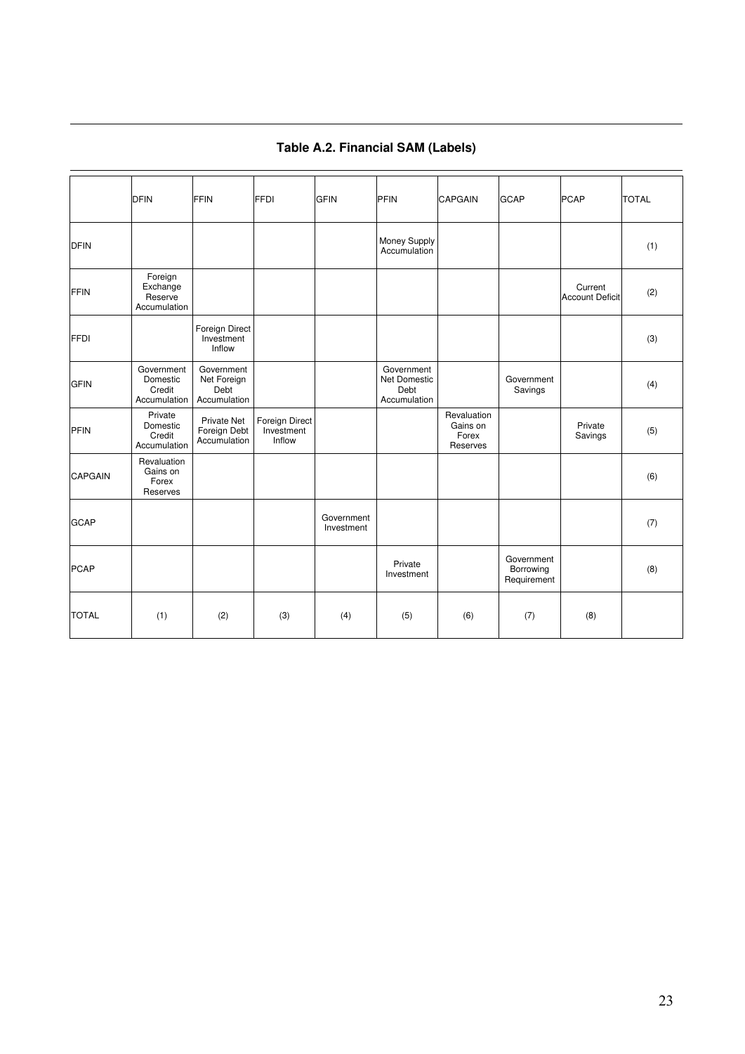**Table A.2. Financial SAM (Labels)**

| | DFIN | FFIN | FFDI | GFIN | PFIN | CAPGAIN | GCAP | PCAP | TOTAL |
|---|---|---|---|---|---|---|---|---|---|
| DFIN | | | | | Money Supply Accumulation | | | | (1) |
| FFIN | Foreign Exchange Reserve Accumulation | | | | | | | Current Account Deficit | (2) |
| FFDI | | Foreign Direct Investment Inflow | | | | | | | (3) |
| GFIN | Government Domestic Credit Accumulation | Government Net Foreign Debt Accumulation | | | Government Net Domestic Debt Accumulation | | Government Savings | | (4) |
| PFIN | Private Domestic Credit Accumulation | Private Net Foreign Debt Accumulation | Foreign Direct Investment Inflow | | | Revaluation Gains on Forex Reserves | | Private Savings | (5) |
| CAPGAIN | Revaluation Gains on Forex Reserves | | | | | | | | (6) |
| GCAP | | | | Government Investment | | | | | (7) |
| PCAP | | | | | Private Investment | | Government Borrowing Requirement | | (8) |
| TOTAL | (1) | (2) | (3) | (4) | (5) | (6) | (7) | (8) | |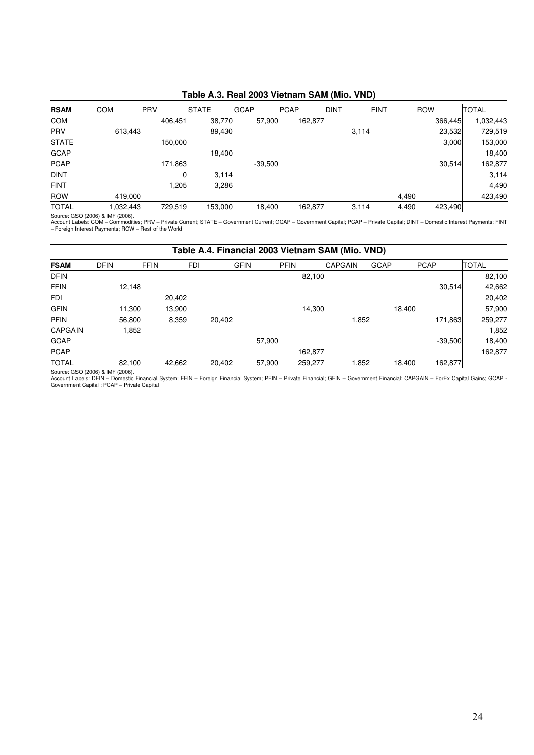### Table A.3. Real 2003 Vietnam SAM (Mio. VND)

| RSAM | COM | PRV | STATE | GCAP | PCAP | DINT | FINT | ROW | TOTAL |
|---|---|---|---|---|---|---|---|---|---|
| COM | | 406,451 | 38,770 | 57,900 | 162,877 | | | 366,445 | 1,032,443 |
| PRV | 613,443 | | 89,430 | | | 3,114 | | 23,532 | 729,519 |
| STATE | | 150,000 | | | | | | 3,000 | 153,000 |
| GCAP | | | 18,400 | | | | | | 18,400 |
| PCAP | | 171,863 | | -39,500 | | | | 30,514 | 162,877 |
| DINT | | 0 | 3,114 | | | | | | 3,114 |
| FINT | | 1,205 | 3,286 | | | | | | 4,490 |
| ROW | 419,000 | | | | | | 4,490 | | 423,490 |
| TOTAL | 1,032,443 | 729,519 | 153,000 | 18,400 | 162,877 | 3,114 | 4,490 | 423,490 | |

Source: GSO (2006) & IMF (2006).
Account Labels: COM – Commodities; PRV – Private Current; STATE – Government Current; GCAP – Government Capital; PCAP – Private Capital; DINT – Domestic Interest Payments; FINT – Foreign Interest Payments; ROW – Rest of the World

### Table A.4. Financial 2003 Vietnam SAM (Mio. VND)

| FSAM | DFIN | FFIN | FDI | GFIN | PFIN | CAPGAIN | GCAP | PCAP | TOTAL |
|---|---|---|---|---|---|---|---|---|---|
| DFIN | | | | | 82,100 | | | | 82,100 |
| FFIN | 12,148 | | | | | | | 30,514 | 42,662 |
| FDI | | 20,402 | | | | | | | 20,402 |
| GFIN | 11,300 | 13,900 | | | 14,300 | | 18,400 | | 57,900 |
| PFIN | 56,800 | 8,359 | 20,402 | | | 1,852 | | 171,863 | 259,277 |
| CAPGAIN | 1,852 | | | | | | | | 1,852 |
| GCAP | | | | 57,900 | | | | -39,500 | 18,400 |
| PCAP | | | | | 162,877 | | | | 162,877 |
| TOTAL | 82,100 | 42,662 | 20,402 | 57,900 | 259,277 | 1,852 | 18,400 | 162,877 | |

Source: GSO (2006) & IMF (2006).
Account Labels: DFIN – Domestic Financial System; FFIN – Foreign Financial System; PFIN – Private Financial; GFIN – Government Financial; CAPGAIN – ForEx Capital Gains; GCAP - Government Capital ; PCAP – Private Capital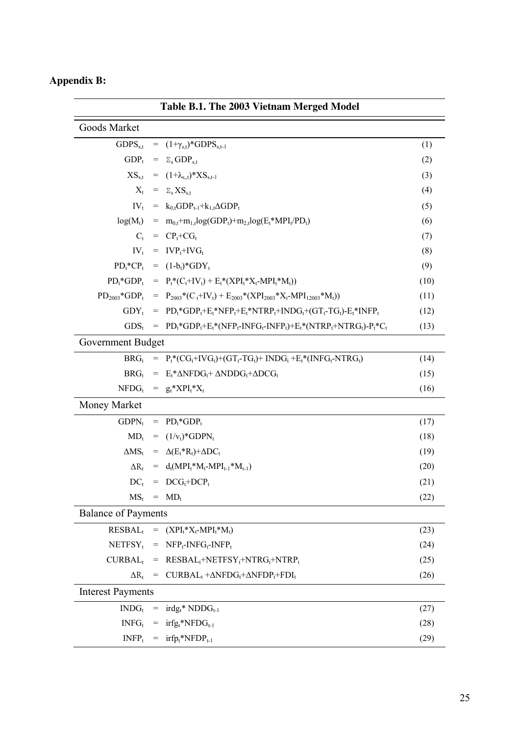**Appendix B:**

**Table B.1. The 2003 Vietnam Merged Model**

| | | |
|---|---|---|
| **Goods Market** | | |
| $GDPS_{s,t} = (1+\gamma_{s,t})*GDPS_{s,t-1}$ | | (1) |
| $GDP_t = \Sigma_s GDP_{s,t}$ | | (2) |
| $XS_{s,t} = (1+\lambda_{s,t})*XS_{s,t-1}$ | | (3) |
| $X_t = \Sigma_s XS_{s,t}$ | | (4) |
| $IV_t = k_{0,t}GDP_{t-1}+k_{1,t}\Delta GDP_t$ | | (5) |
| $\log(M_t) = m_{0,t}+m_{1,t}\log(GDP_t)+m_{2,t}\log(E_t*MPI_t/PD_t)$ | | (6) |
| $C_t = CP_t+CG_t$ | | (7) |
| $IV_t = IVP_t+IVG_t$ | | (8) |
| $PD_t*CP_t = (1-b_t)*GDY_t$ | | (9) |
| $PD_t*GDP_t = P_t*(C_t+IV_t) + E_t*(XPI_t*X_t-MPI_t*M_t))$ | | (10) |
| $PD_{2003}*GDP_t = P_{2003}*(C_t+IV_t) + E_{2003}*(XPI_{2003}*X_t-MPI_{12003}*M_t))$ | | (11) |
| $GDY_t = PD_t*GDP_t+E_t*NFP_t+E_t*NTRP_t+INDG_t+(GT_t-TG_t)-E_t*INFP_t$ | | (12) |
| $GDS_t = PD_t*GDP_t+E_t*(NFP_t-INFG_t-INFP_t)+E_t*(NTRP_t+NTRG_t)-P_t*C_t$ | | (13) |
| **Government Budget** | | |
| $BRG_t = P_t*(CG_t+IVG_t)+(GT_t-TG_t)+ INDG_t +E_t*(INFG_t-NTRG_t)$ | | (14) |
| $BRG_t = E_t*\Delta NFDG_t+ \Delta NDDG_t+\Delta DCG_t$ | | (15) |
| $NFDG_t = g_t*XPI_t*X_t$ | | (16) |
| **Money Market** | | |
| $GDPN_t = PD_t*GDP_t$ | | (17) |
| $MD_t = (1/v_t)*GDPN_t$ | | (18) |
| $\Delta MS_t = \Delta(E_t*R_t)+\Delta DC_t$ | | (19) |
| $\Delta R_t = d_t(MPI_t*M_t-MPI_{t-1}*M_{t-1})$ | | (20) |
| $DC_t = DCG_t+DCP_t$ | | (21) |
| $MS_t = MD_t$ | | (22) |
| **Balance of Payments** | | |
| $RESBAL_t = (XPI_t*X_t-MPI_t*M_t)$ | | (23) |
| $NETFSY_t = NFP_t-INFG_t-INFP_t$ | | (24) |
| $CURBAL_t = RESBAL_t+NETFSY_t+NTRG_t+NTRP_t$ | | (25) |
| $\Delta R_t = CURBAL_t +\Delta NFDG_t+\Delta NFDP_t+FDI_t$ | | (26) |
| **Interest Payments** | | |
| $INDG_t = irdg_t* NDDG_{t-1}$ | | (27) |
| $INFG_t = irfg_t*NFDG_{t-1}$ | | (28) |
| $INFP_t = irfp_t*NFDP_{t-1}$ | | (29) |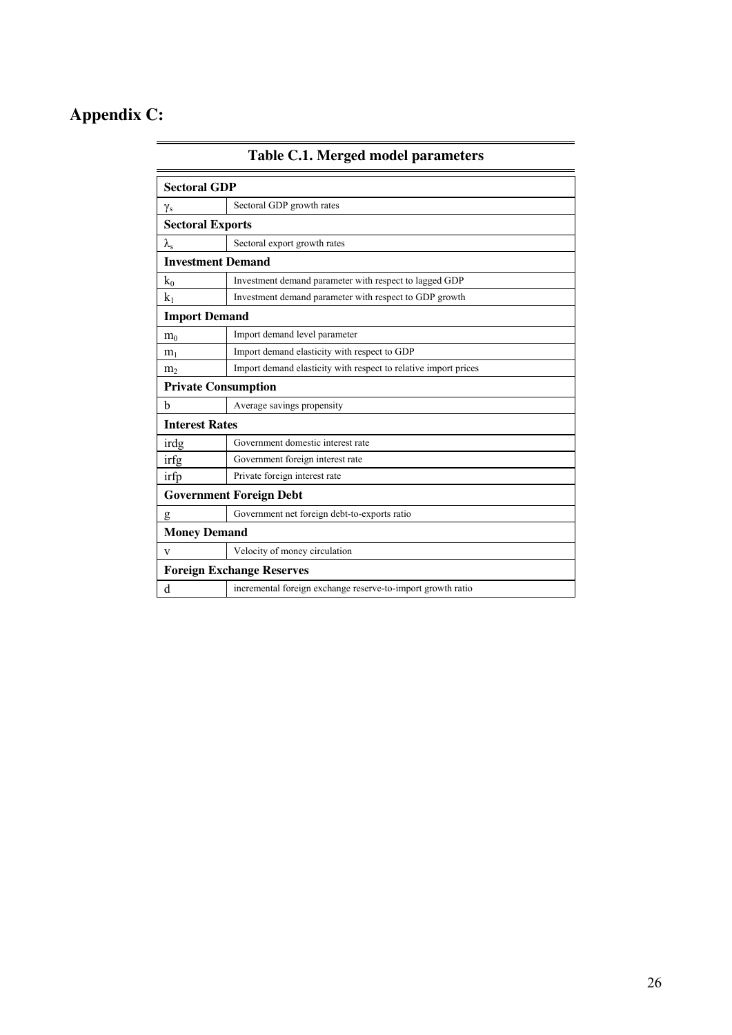# Appendix C:

**Table C.1. Merged model parameters**

| **Sectoral GDP** | |
|---|---|
| $\gamma_s$ | Sectoral GDP growth rates |
| **Sectoral Exports** | |
| $\lambda_s$ | Sectoral export growth rates |
| **Investment Demand** | |
| $k_0$ | Investment demand parameter with respect to lagged GDP |
| $k_1$ | Investment demand parameter with respect to GDP growth |
| **Import Demand** | |
| $m_0$ | Import demand level parameter |
| $m_1$ | Import demand elasticity with respect to GDP |
| $m_2$ | Import demand elasticity with respect to relative import prices |
| **Private Consumption** | |
| b | Average savings propensity |
| **Interest Rates** | |
| irdg | Government domestic interest rate |
| irfg | Government foreign interest rate |
| irfp | Private foreign interest rate |
| **Government Foreign Debt** | |
| g | Government net foreign debt-to-exports ratio |
| **Money Demand** | |
| v | Velocity of money circulation |
| **Foreign Exchange Reserves** | |
| d | incremental foreign exchange reserve-to-import growth ratio |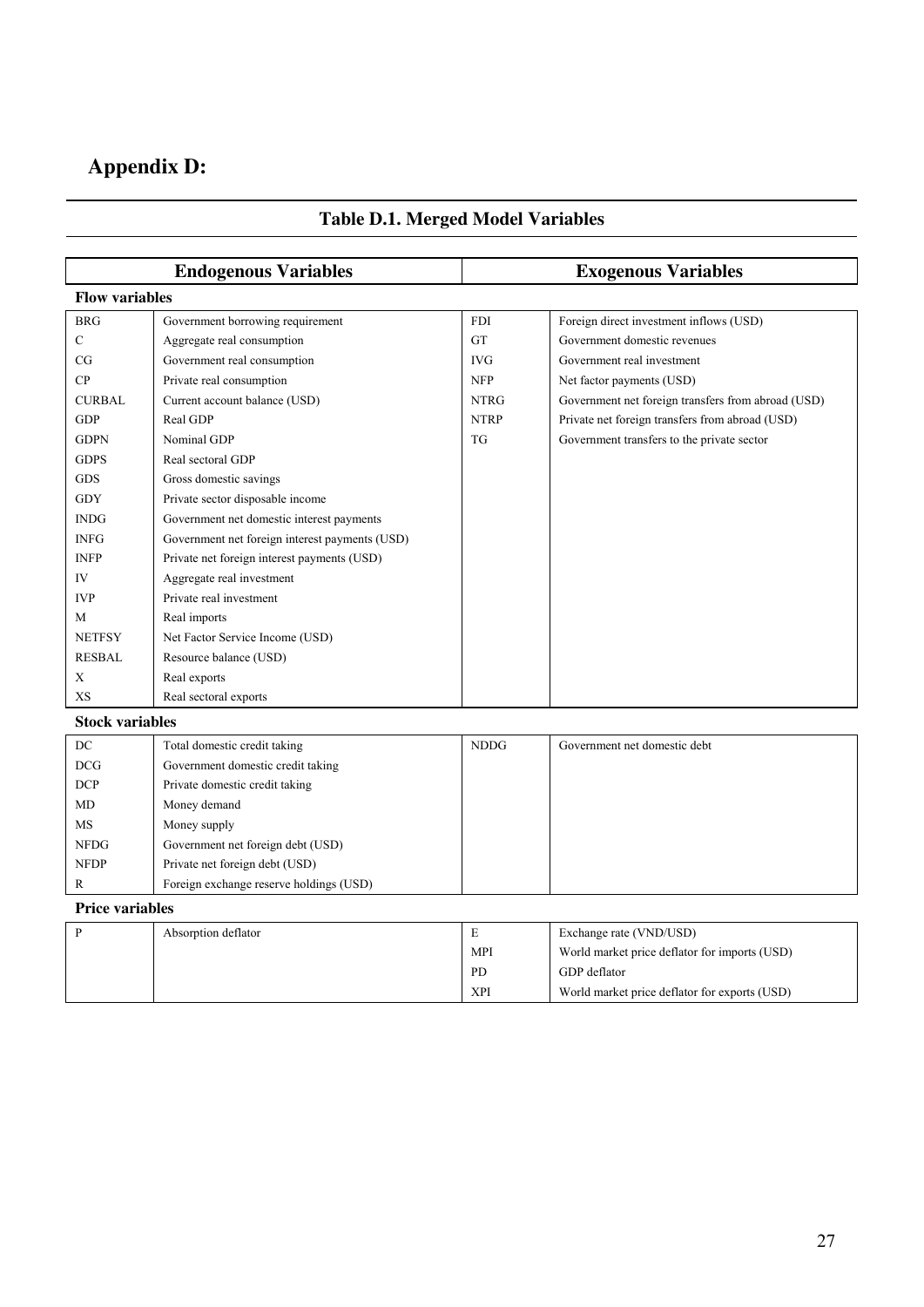# Appendix D:

## Table D.1. Merged Model Variables

| Endogenous Variables | | Exogenous Variables | |
|---|---|---|---|
| **Flow variables** | | | |
| BRG | Government borrowing requirement | FDI | Foreign direct investment inflows (USD) |
| C | Aggregate real consumption | GT | Government domestic revenues |
| CG | Government real consumption | IVG | Government real investment |
| CP | Private real consumption | NFP | Net factor payments (USD) |
| CURBAL | Current account balance (USD) | NTRG | Government net foreign transfers from abroad (USD) |
| GDP | Real GDP | NTRP | Private net foreign transfers from abroad (USD) |
| GDPN | Nominal GDP | TG | Government transfers to the private sector |
| GDPS | Real sectoral GDP | | |
| GDS | Gross domestic savings | | |
| GDY | Private sector disposable income | | |
| INDG | Government net domestic interest payments | | |
| INFG | Government net foreign interest payments (USD) | | |
| INFP | Private net foreign interest payments (USD) | | |
| IV | Aggregate real investment | | |
| IVP | Private real investment | | |
| M | Real imports | | |
| NETFSY | Net Factor Service Income (USD) | | |
| RESBAL | Resource balance (USD) | | |
| X | Real exports | | |
| XS | Real sectoral exports | | |
| **Stock variables** | | | |
| DC | Total domestic credit taking | NDDG | Government net domestic debt |
| DCG | Government domestic credit taking | | |
| DCP | Private domestic credit taking | | |
| MD | Money demand | | |
| MS | Money supply | | |
| NFDG | Government net foreign debt (USD) | | |
| NFDP | Private net foreign debt (USD) | | |
| R | Foreign exchange reserve holdings (USD) | | |
| **Price variables** | | | |
| P | Absorption deflator | E | Exchange rate (VND/USD) |
| | | MPI | World market price deflator for imports (USD) |
| | | PD | GDP deflator |
| | | XPI | World market price deflator for exports (USD) |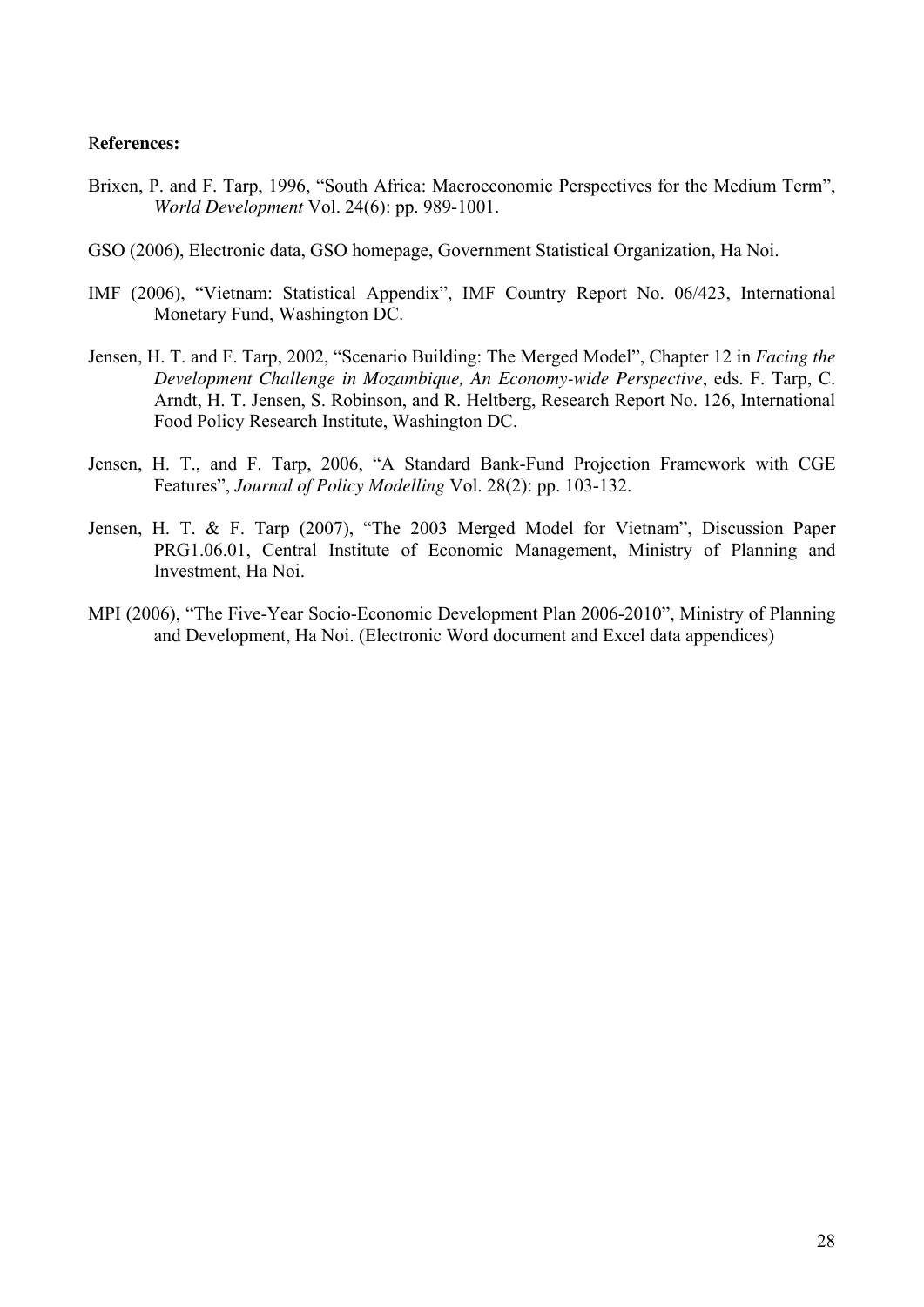**References:**

Brixen, P. and F. Tarp, 1996, "South Africa: Macroeconomic Perspectives for the Medium Term", *World Development* Vol. 24(6): pp. 989-1001.

GSO (2006), Electronic data, GSO homepage, Government Statistical Organization, Ha Noi.

IMF (2006), "Vietnam: Statistical Appendix", IMF Country Report No. 06/423, International Monetary Fund, Washington DC.

Jensen, H. T. and F. Tarp, 2002, "Scenario Building: The Merged Model", Chapter 12 in *Facing the Development Challenge in Mozambique, An Economy-wide Perspective*, eds. F. Tarp, C. Arndt, H. T. Jensen, S. Robinson, and R. Heltberg, Research Report No. 126, International Food Policy Research Institute, Washington DC.

Jensen, H. T., and F. Tarp, 2006, "A Standard Bank-Fund Projection Framework with CGE Features", *Journal of Policy Modelling* Vol. 28(2): pp. 103-132.

Jensen, H. T. & F. Tarp (2007), "The 2003 Merged Model for Vietnam", Discussion Paper PRG1.06.01, Central Institute of Economic Management, Ministry of Planning and Investment, Ha Noi.

MPI (2006), "The Five-Year Socio-Economic Development Plan 2006-2010", Ministry of Planning and Development, Ha Noi. (Electronic Word document and Excel data appendices)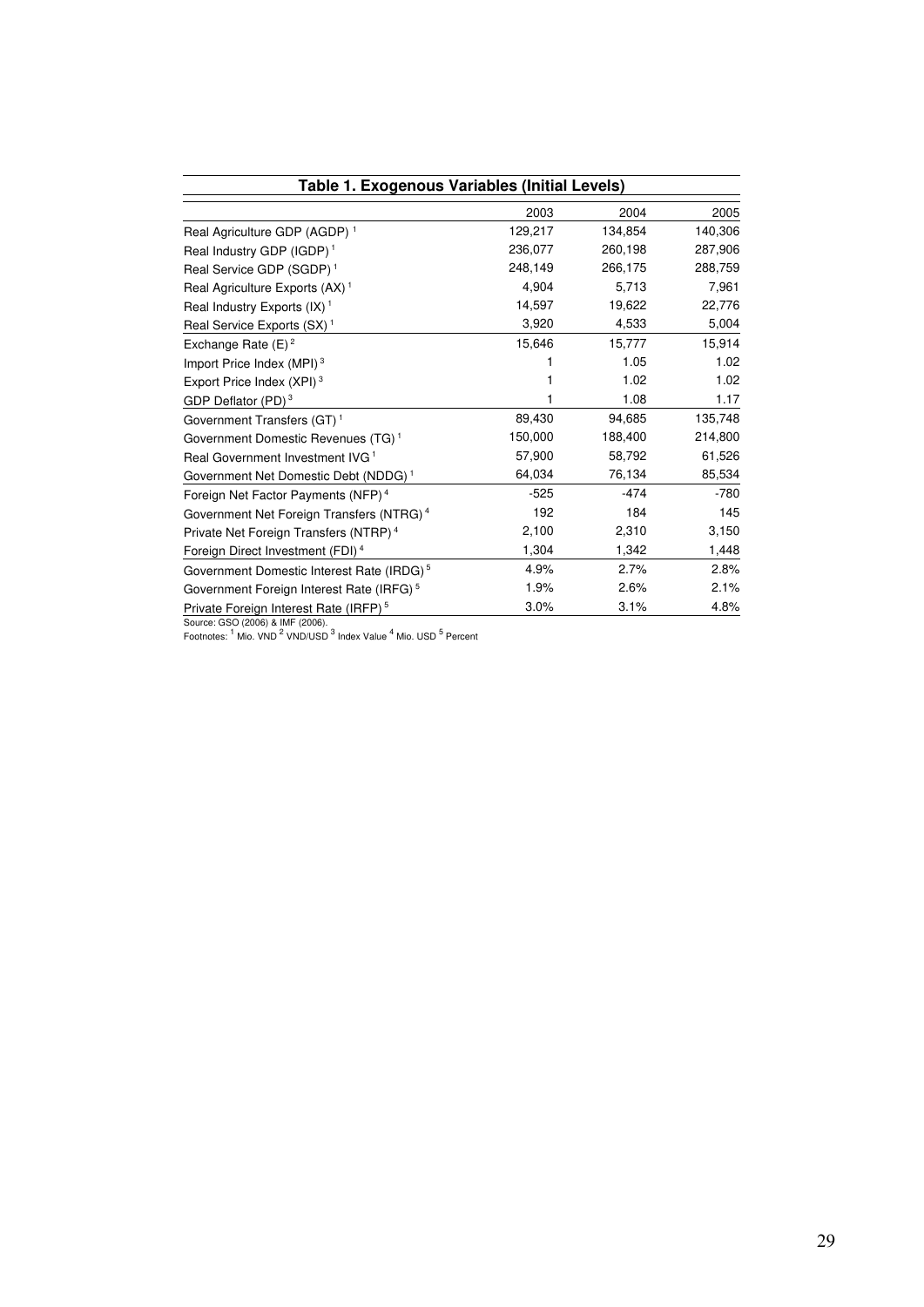**Table 1. Exogenous Variables (Initial Levels)**

| | 2003 | 2004 | 2005 |
|---|---|---|---|
| Real Agriculture GDP (AGDP) [1] | 129,217 | 134,854 | 140,306 |
| Real Industry GDP (IGDP) [1] | 236,077 | 260,198 | 287,906 |
| Real Service GDP (SGDP) [1] | 248,149 | 266,175 | 288,759 |
| Real Agriculture Exports (AX) [1] | 4,904 | 5,713 | 7,961 |
| Real Industry Exports (IX) [1] | 14,597 | 19,622 | 22,776 |
| Real Service Exports (SX) [1] | 3,920 | 4,533 | 5,004 |
| Exchange Rate (E) [2] | 15,646 | 15,777 | 15,914 |
| Import Price Index (MPI) [3] | 1 | 1.05 | 1.02 |
| Export Price Index (XPI) [3] | 1 | 1.02 | 1.02 |
| GDP Deflator (PD) [3] | 1 | 1.08 | 1.17 |
| Government Transfers (GT) [1] | 89,430 | 94,685 | 135,748 |
| Government Domestic Revenues (TG) [1] | 150,000 | 188,400 | 214,800 |
| Real Government Investment IVG [1] | 57,900 | 58,792 | 61,526 |
| Government Net Domestic Debt (NDDG) [1] | 64,034 | 76,134 | 85,534 |
| Foreign Net Factor Payments (NFP) [4] | -525 | -474 | -780 |
| Government Net Foreign Transfers (NTRG) [4] | 192 | 184 | 145 |
| Private Net Foreign Transfers (NTRP) [4] | 2,100 | 2,310 | 3,150 |
| Foreign Direct Investment (FDI) [4] | 1,304 | 1,342 | 1,448 |
| Government Domestic Interest Rate (IRDG) [5] | 4.9% | 2.7% | 2.8% |
| Government Foreign Interest Rate (IRFG) [5] | 1.9% | 2.6% | 2.1% |
| Private Foreign Interest Rate (IRFP) [5] | 3.0% | 3.1% | 4.8% |

Source: GSO (2006) & IMF (2006).
Footnotes: [1] Mio. VND [2] VND/USD [3] Index Value [4] Mio. USD [5] Percent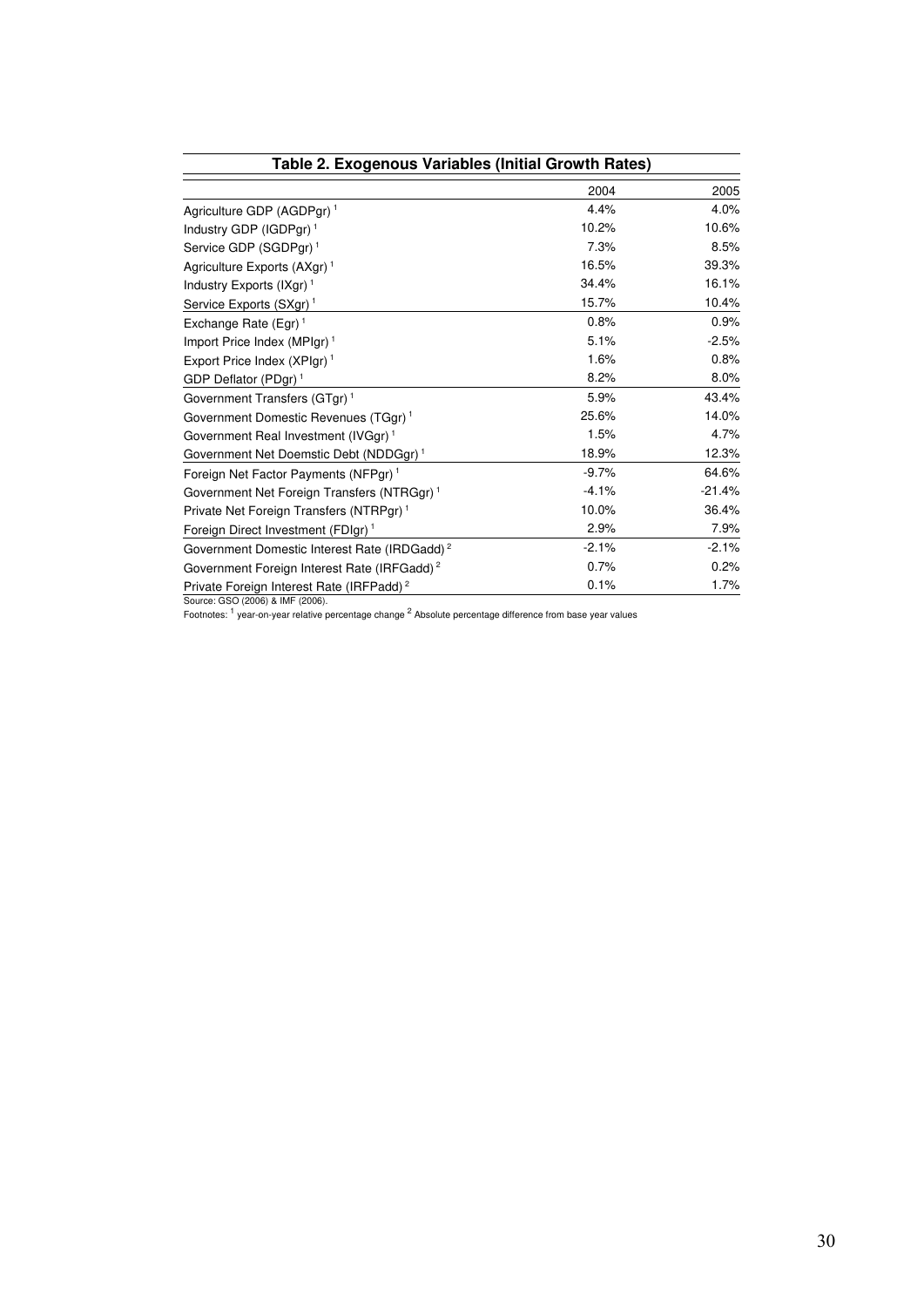**Table 2. Exogenous Variables (Initial Growth Rates)**

| | 2004 | 2005 |
|---|---|---|
| Agriculture GDP (AGDPgr) [1] | 4.4% | 4.0% |
| Industry GDP (IGDPgr) [1] | 10.2% | 10.6% |
| Service GDP (SGDPgr) [1] | 7.3% | 8.5% |
| Agriculture Exports (AXgr) [1] | 16.5% | 39.3% |
| Industry Exports (IXgr) [1] | 34.4% | 16.1% |
| Service Exports (SXgr) [1] | 15.7% | 10.4% |
| Exchange Rate (Egr) [1] | 0.8% | 0.9% |
| Import Price Index (MPIgr) [1] | 5.1% | -2.5% |
| Export Price Index (XPIgr) [1] | 1.6% | 0.8% |
| GDP Deflator (PDgr) [1] | 8.2% | 8.0% |
| Government Transfers (GTgr) [1] | 5.9% | 43.4% |
| Government Domestic Revenues (TGgr) [1] | 25.6% | 14.0% |
| Government Real Investment (IVGgr) [1] | 1.5% | 4.7% |
| Government Net Doemstic Debt (NDDGgr) [1] | 18.9% | 12.3% |
| Foreign Net Factor Payments (NFPgr) [1] | -9.7% | 64.6% |
| Government Net Foreign Transfers (NTRGgr) [1] | -4.1% | -21.4% |
| Private Net Foreign Transfers (NTRPgr) [1] | 10.0% | 36.4% |
| Foreign Direct Investment (FDIgr) [1] | 2.9% | 7.9% |
| Government Domestic Interest Rate (IRDGadd) [2] | -2.1% | -2.1% |
| Government Foreign Interest Rate (IRFGadd) [2] | 0.7% | 0.2% |
| Private Foreign Interest Rate (IRFPadd) [2] | 0.1% | 1.7% |

Source: GSO (2006) & IMF (2006).

Footnotes: [1] year-on-year relative percentage change [2] Absolute percentage difference from base year values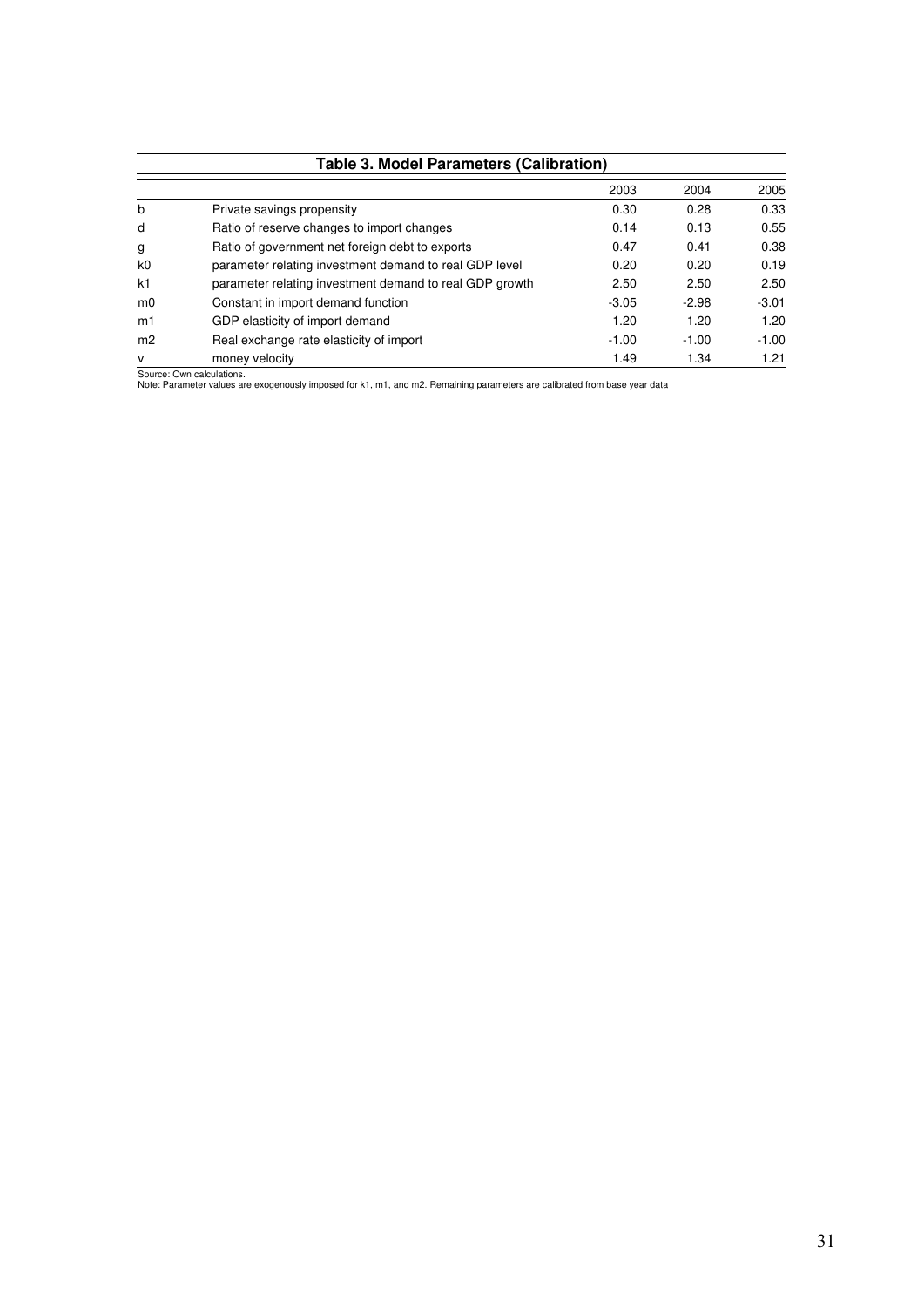**Table 3. Model Parameters (Calibration)**

| | | 2003 | 2004 | 2005 |
|---|---|---|---|---|
| b | Private savings propensity | 0.30 | 0.28 | 0.33 |
| d | Ratio of reserve changes to import changes | 0.14 | 0.13 | 0.55 |
| g | Ratio of government net foreign debt to exports | 0.47 | 0.41 | 0.38 |
| k0 | parameter relating investment demand to real GDP level | 0.20 | 0.20 | 0.19 |
| k1 | parameter relating investment demand to real GDP growth | 2.50 | 2.50 | 2.50 |
| m0 | Constant in import demand function | -3.05 | -2.98 | -3.01 |
| m1 | GDP elasticity of import demand | 1.20 | 1.20 | 1.20 |
| m2 | Real exchange rate elasticity of import | -1.00 | -1.00 | -1.00 |
| v | money velocity | 1.49 | 1.34 | 1.21 |

Source: Own calculations.
Note: Parameter values are exogenously imposed for k1, m1, and m2. Remaining parameters are calibrated from base year data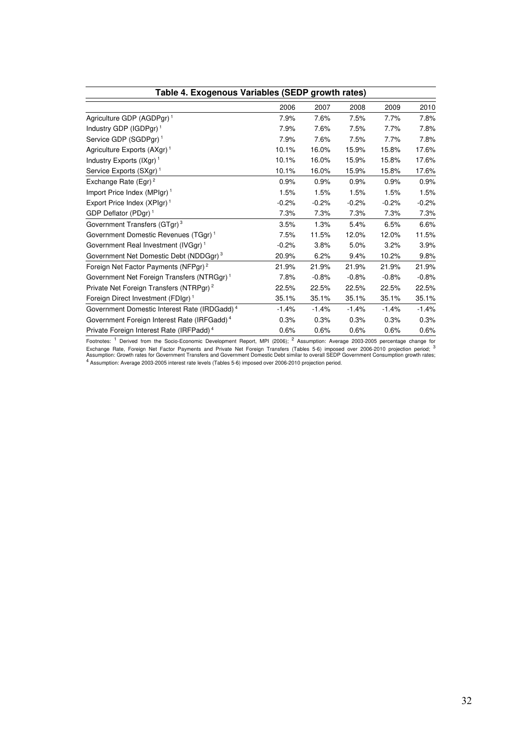**Table 4. Exogenous Variables (SEDP growth rates)**

| | 2006 | 2007 | 2008 | 2009 | 2010 |
|---|---|---|---|---|---|
| Agriculture GDP (AGDPgr) [1] | 7.9% | 7.6% | 7.5% | 7.7% | 7.8% |
| Industry GDP (IGDPgr) [1] | 7.9% | 7.6% | 7.5% | 7.7% | 7.8% |
| Service GDP (SGDPgr) [1] | 7.9% | 7.6% | 7.5% | 7.7% | 7.8% |
| Agriculture Exports (AXgr) [1] | 10.1% | 16.0% | 15.9% | 15.8% | 17.6% |
| Industry Exports (IXgr) [1] | 10.1% | 16.0% | 15.9% | 15.8% | 17.6% |
| Service Exports (SXgr) [1] | 10.1% | 16.0% | 15.9% | 15.8% | 17.6% |
| Exchange Rate (Egr) [2] | 0.9% | 0.9% | 0.9% | 0.9% | 0.9% |
| Import Price Index (MPIgr) [1] | 1.5% | 1.5% | 1.5% | 1.5% | 1.5% |
| Export Price Index (XPIgr) [1] | -0.2% | -0.2% | -0.2% | -0.2% | -0.2% |
| GDP Deflator (PDgr) [1] | 7.3% | 7.3% | 7.3% | 7.3% | 7.3% |
| Government Transfers (GTgr) [3] | 3.5% | 1.3% | 5.4% | 6.5% | 6.6% |
| Government Domestic Revenues (TGgr) [1] | 7.5% | 11.5% | 12.0% | 12.0% | 11.5% |
| Government Real Investment (IVGgr) [1] | -0.2% | 3.8% | 5.0% | 3.2% | 3.9% |
| Government Net Domestic Debt (NDDGgr) [3] | 20.9% | 6.2% | 9.4% | 10.2% | 9.8% |
| Foreign Net Factor Payments (NFPgr) [2] | 21.9% | 21.9% | 21.9% | 21.9% | 21.9% |
| Government Net Foreign Transfers (NTRGgr) [1] | 7.8% | -0.8% | -0.8% | -0.8% | -0.8% |
| Private Net Foreign Transfers (NTRPgr) [2] | 22.5% | 22.5% | 22.5% | 22.5% | 22.5% |
| Foreign Direct Investment (FDIgr) [1] | 35.1% | 35.1% | 35.1% | 35.1% | 35.1% |
| Government Domestic Interest Rate (IRDGadd) [4] | -1.4% | -1.4% | -1.4% | -1.4% | -1.4% |
| Government Foreign Interest Rate (IRFGadd) [4] | 0.3% | 0.3% | 0.3% | 0.3% | 0.3% |
| Private Foreign Interest Rate (IRFPadd) [4] | 0.6% | 0.6% | 0.6% | 0.6% | 0.6% |

Footnotes: [1] Derived from the Socio-Economic Development Report, MPI (2006); [2] Assumption: Average 2003-2005 percentage change for Exchange Rate, Foreign Net Factor Payments and Private Net Foreign Transfers (Tables 5-6) imposed over 2006-2010 projection period; [3] Assumption: Growth rates for Government Transfers and Government Domestic Debt similar to overall SEDP Government Consumption growth rates; [4] Assumption: Average 2003-2005 interest rate levels (Tables 5-6) imposed over 2006-2010 projection period.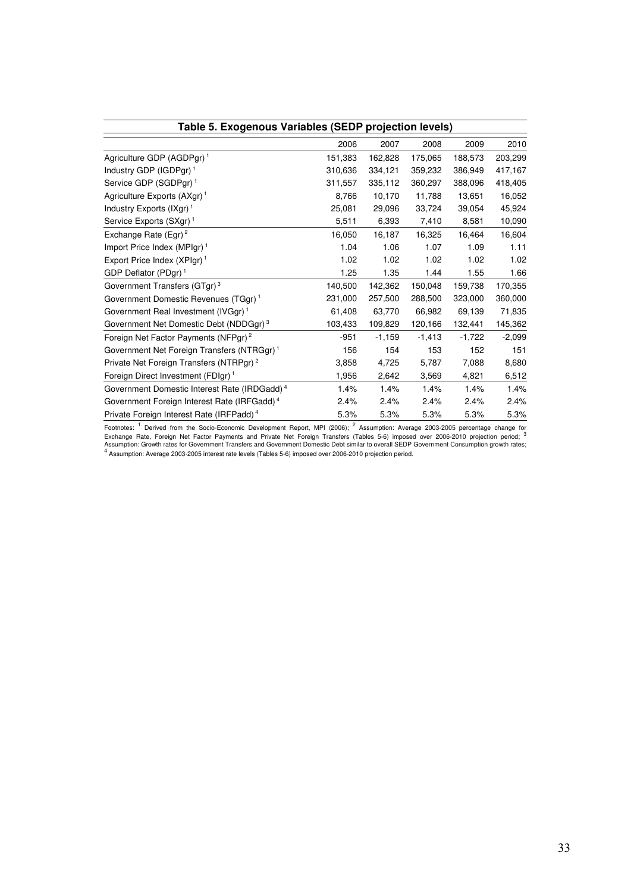**Table 5. Exogenous Variables (SEDP projection levels)**

| | 2006 | 2007 | 2008 | 2009 | 2010 |
|---|---|---|---|---|---|
| Agriculture GDP (AGDPgr) [1] | 151,383 | 162,828 | 175,065 | 188,573 | 203,299 |
| Industry GDP (IGDPgr) [1] | 310,636 | 334,121 | 359,232 | 386,949 | 417,167 |
| Service GDP (SGDPgr) [1] | 311,557 | 335,112 | 360,297 | 388,096 | 418,405 |
| Agriculture Exports (AXgr) [1] | 8,766 | 10,170 | 11,788 | 13,651 | 16,052 |
| Industry Exports (IXgr) [1] | 25,081 | 29,096 | 33,724 | 39,054 | 45,924 |
| Service Exports (SXgr) [1] | 5,511 | 6,393 | 7,410 | 8,581 | 10,090 |
| Exchange Rate (Egr) [2] | 16,050 | 16,187 | 16,325 | 16,464 | 16,604 |
| Import Price Index (MPIgr) [1] | 1.04 | 1.06 | 1.07 | 1.09 | 1.11 |
| Export Price Index (XPIgr) [1] | 1.02 | 1.02 | 1.02 | 1.02 | 1.02 |
| GDP Deflator (PDgr) [1] | 1.25 | 1.35 | 1.44 | 1.55 | 1.66 |
| Government Transfers (GTgr) [3] | 140,500 | 142,362 | 150,048 | 159,738 | 170,355 |
| Government Domestic Revenues (TGgr) [1] | 231,000 | 257,500 | 288,500 | 323,000 | 360,000 |
| Government Real Investment (IVGgr) [1] | 61,408 | 63,770 | 66,982 | 69,139 | 71,835 |
| Government Net Domestic Debt (NDDGgr) [3] | 103,433 | 109,829 | 120,166 | 132,441 | 145,362 |
| Foreign Net Factor Payments (NFPgr) [2] | -951 | -1,159 | -1,413 | -1,722 | -2,099 |
| Government Net Foreign Transfers (NTRGgr) [1] | 156 | 154 | 153 | 152 | 151 |
| Private Net Foreign Transfers (NTRPgr) [2] | 3,858 | 4,725 | 5,787 | 7,088 | 8,680 |
| Foreign Direct Investment (FDIgr) [1] | 1,956 | 2,642 | 3,569 | 4,821 | 6,512 |
| Government Domestic Interest Rate (IRDGadd) [4] | 1.4% | 1.4% | 1.4% | 1.4% | 1.4% |
| Government Foreign Interest Rate (IRFGadd) [4] | 2.4% | 2.4% | 2.4% | 2.4% | 2.4% |
| Private Foreign Interest Rate (IRFPadd) [4] | 5.3% | 5.3% | 5.3% | 5.3% | 5.3% |

Footnotes: [1] Derived from the Socio-Economic Development Report, MPI (2006); [2] Assumption: Average 2003-2005 percentage change for Exchange Rate, Foreign Net Factor Payments and Private Net Foreign Transfers (Tables 5-6) imposed over 2006-2010 projection period; [3] Assumption: Growth rates for Government Transfers and Government Domestic Debt similar to overall SEDP Government Consumption growth rates; [4] Assumption: Average 2003-2005 interest rate levels (Tables 5-6) imposed over 2006-2010 projection period.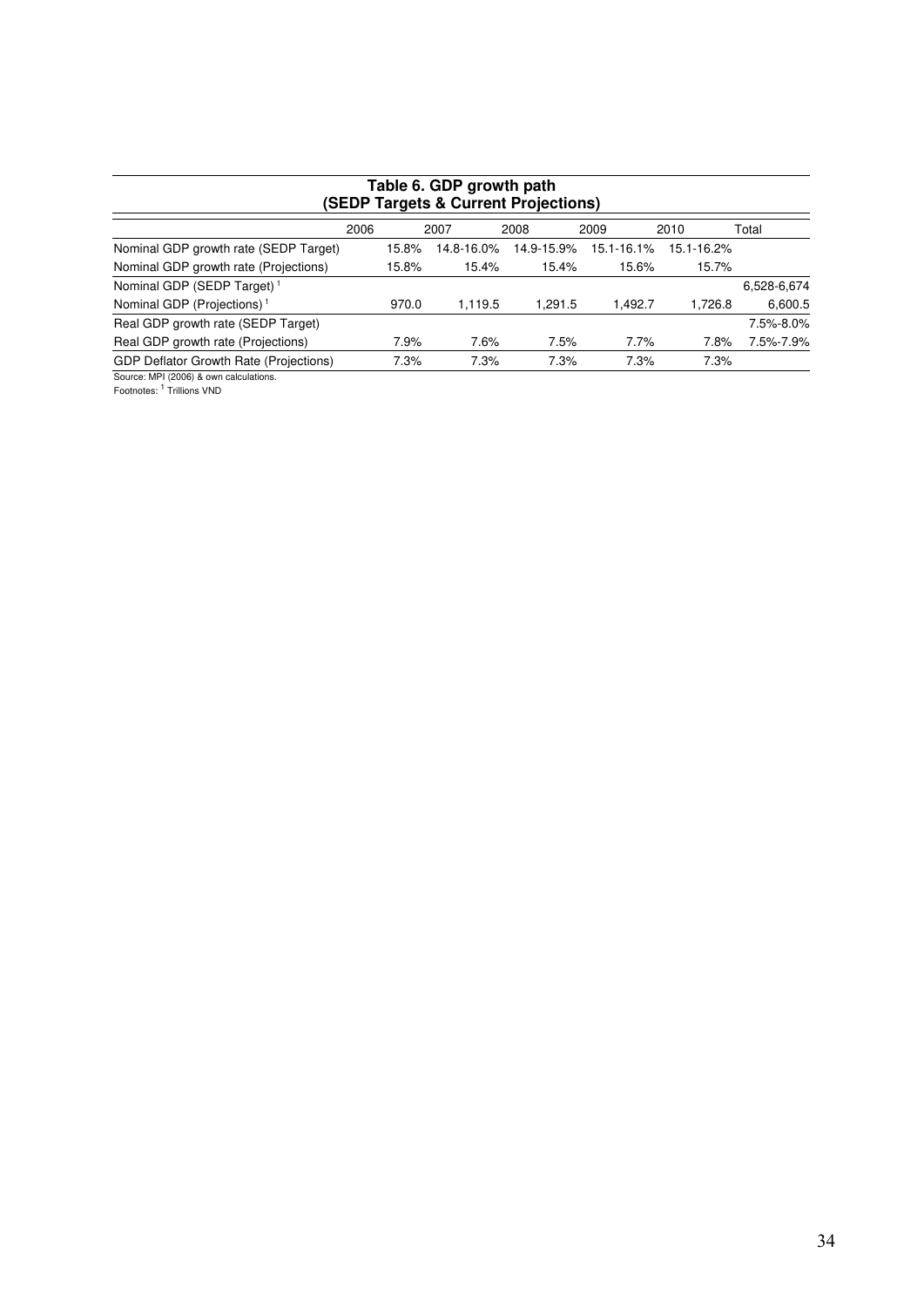**Table 6. GDP growth path (SEDP Targets & Current Projections)**

| | 2006 | 2007 | 2008 | 2009 | 2010 | Total |
|---|---|---|---|---|---|---|
| Nominal GDP growth rate (SEDP Target) | 15.8% | 14.8-16.0% | 14.9-15.9% | 15.1-16.1% | 15.1-16.2% | |
| Nominal GDP growth rate (Projections) | 15.8% | 15.4% | 15.4% | 15.6% | 15.7% | |
| Nominal GDP (SEDP Target) [1] | | | | | | 6,528-6,674 |
| Nominal GDP (Projections) [1] | 970.0 | 1,119.5 | 1,291.5 | 1,492.7 | 1,726.8 | 6,600.5 |
| Real GDP growth rate (SEDP Target) | | | | | | 7.5%-8.0% |
| Real GDP growth rate (Projections) | 7.9% | 7.6% | 7.5% | 7.7% | 7.8% | 7.5%-7.9% |
| GDP Deflator Growth Rate (Projections) | 7.3% | 7.3% | 7.3% | 7.3% | 7.3% | |

Source: MPI (2006) & own calculations.

Footnotes: [1] Trillions VND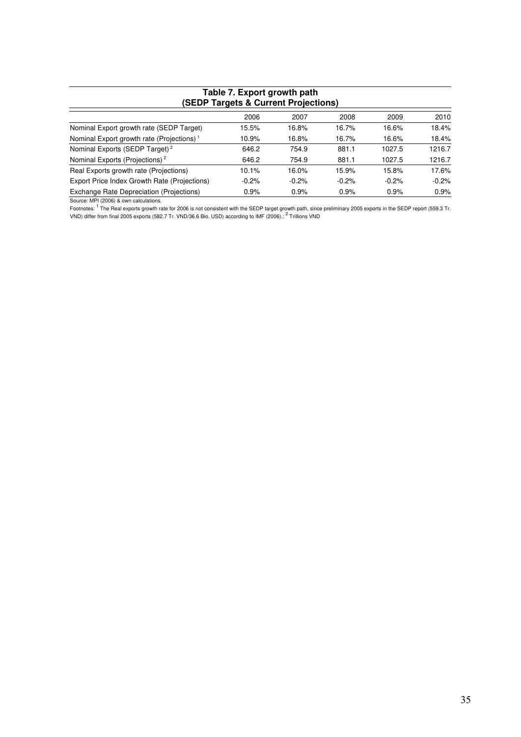**Table 7. Export growth path (SEDP Targets & Current Projections)**

| | 2006 | 2007 | 2008 | 2009 | 2010 |
|---|---|---|---|---|---|
| Nominal Export growth rate (SEDP Target) | 15.5% | 16.8% | 16.7% | 16.6% | 18.4% |
| Nominal Export growth rate (Projections) [1] | 10.9% | 16.8% | 16.7% | 16.6% | 18.4% |
| Nominal Exports (SEDP Target) [2] | 646.2 | 754.9 | 881.1 | 1027.5 | 1216.7 |
| Nominal Exports (Projections) [2] | 646.2 | 754.9 | 881.1 | 1027.5 | 1216.7 |
| Real Exports growth rate (Projections) | 10.1% | 16.0% | 15.9% | 15.8% | 17.6% |
| Export Price Index Growth Rate (Projections) | -0.2% | -0.2% | -0.2% | -0.2% | -0.2% |
| Exchange Rate Depreciation (Projections) | 0.9% | 0.9% | 0.9% | 0.9% | 0.9% |

Source: MPI (2006) & own calculations.

Footnotes: [1] The Real exports growth rate for 2006 is not consistent with the SEDP target growth path, since preliminary 2005 exports in the SEDP report (559.3 Tr. VND) differ from final 2005 exports (582.7 Tr. VND/36.6 Bio. USD) according to IMF (2006).; [2] Trillions VND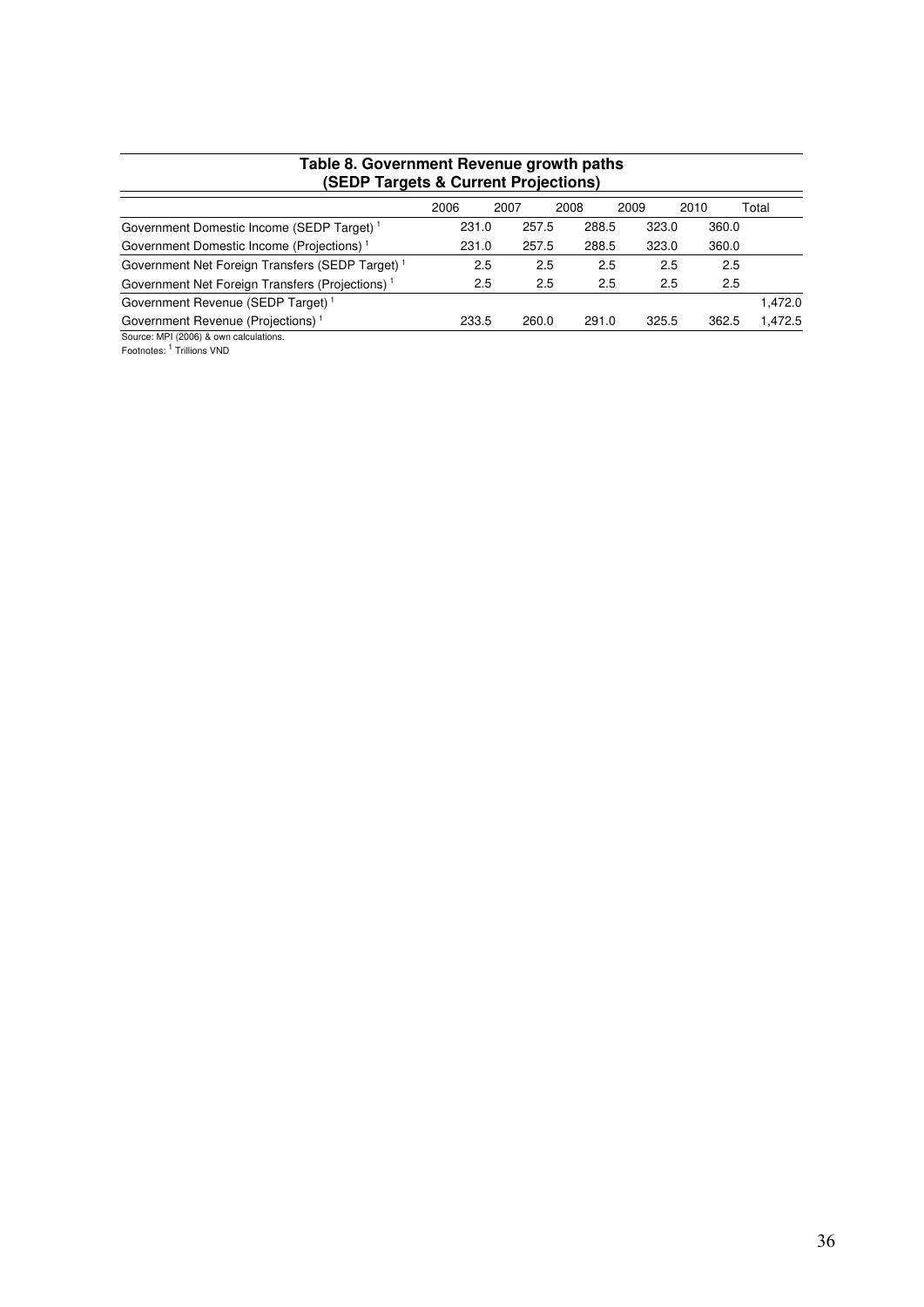**Table 8. Government Revenue growth paths (SEDP Targets & Current Projections)**

| | 2006 | 2007 | 2008 | 2009 | 2010 | Total |
|---|---|---|---|---|---|---|
| Government Domestic Income (SEDP Target) [1] | 231.0 | 257.5 | 288.5 | 323.0 | 360.0 | |
| Government Domestic Income (Projections) [1] | 231.0 | 257.5 | 288.5 | 323.0 | 360.0 | |
| Government Net Foreign Transfers (SEDP Target) [1] | 2.5 | 2.5 | 2.5 | 2.5 | 2.5 | |
| Government Net Foreign Transfers (Projections) [1] | 2.5 | 2.5 | 2.5 | 2.5 | 2.5 | |
| Government Revenue (SEDP Target) [1] | | | | | | 1,472.0 |
| Government Revenue (Projections) [1] | 233.5 | 260.0 | 291.0 | 325.5 | 362.5 | 1,472.5 |

Source: MPI (2006) & own calculations.

Footnotes: [1] Trillions VND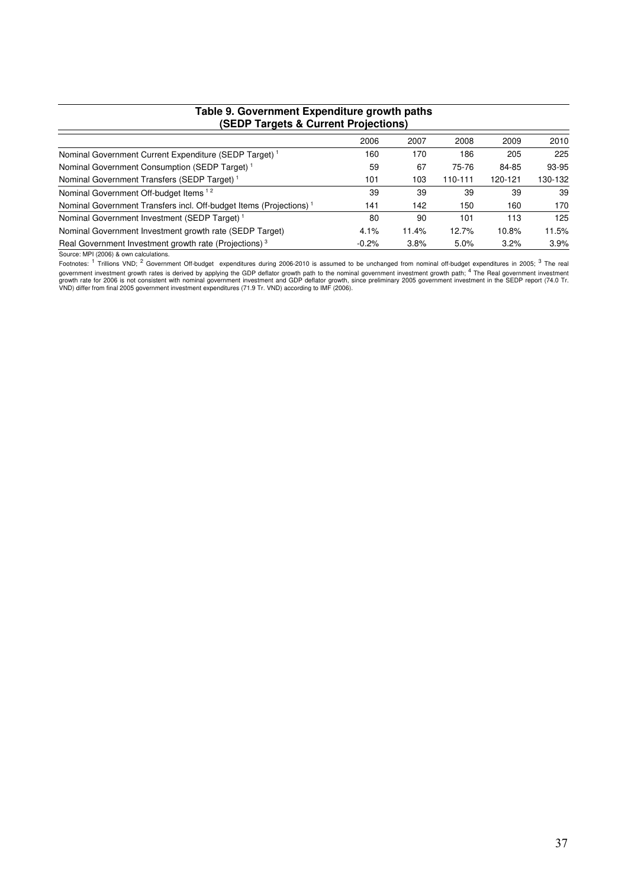**Table 9. Government Expenditure growth paths (SEDP Targets & Current Projections)**

| | 2006 | 2007 | 2008 | 2009 | 2010 |
|---|---|---|---|---|---|
| Nominal Government Current Expenditure (SEDP Target) [1] | 160 | 170 | 186 | 205 | 225 |
| Nominal Government Consumption (SEDP Target) [1] | 59 | 67 | 75-76 | 84-85 | 93-95 |
| Nominal Government Transfers (SEDP Target) [1] | 101 | 103 | 110-111 | 120-121 | 130-132 |
| Nominal Government Off-budget Items [1 2] | 39 | 39 | 39 | 39 | 39 |
| Nominal Government Transfers incl. Off-budget Items (Projections) [1] | 141 | 142 | 150 | 160 | 170 |
| Nominal Government Investment (SEDP Target) [1] | 80 | 90 | 101 | 113 | 125 |
| Nominal Government Investment growth rate (SEDP Target) | 4.1% | 11.4% | 12.7% | 10.8% | 11.5% |
| Real Government Investment growth rate (Projections) [3] | -0.2% | 3.8% | 5.0% | 3.2% | 3.9% |

Source: MPI (2006) & own calculations.

Footnotes: [1] Trillions VND; [2] Government Off-budget expenditures during 2006-2010 is assumed to be unchanged from nominal off-budget expenditures in 2005; [3] The real government investment growth rates is derived by applying the GDP deflator growth path to the nominal government investment growth path; [4] The Real government investment growth rate for 2006 is not consistent with nominal government investment and GDP deflator growth, since preliminary 2005 government investment in the SEDP report (74.0 Tr. VND) differ from final 2005 government investment expenditures (71.9 Tr. VND) according to IMF (2006).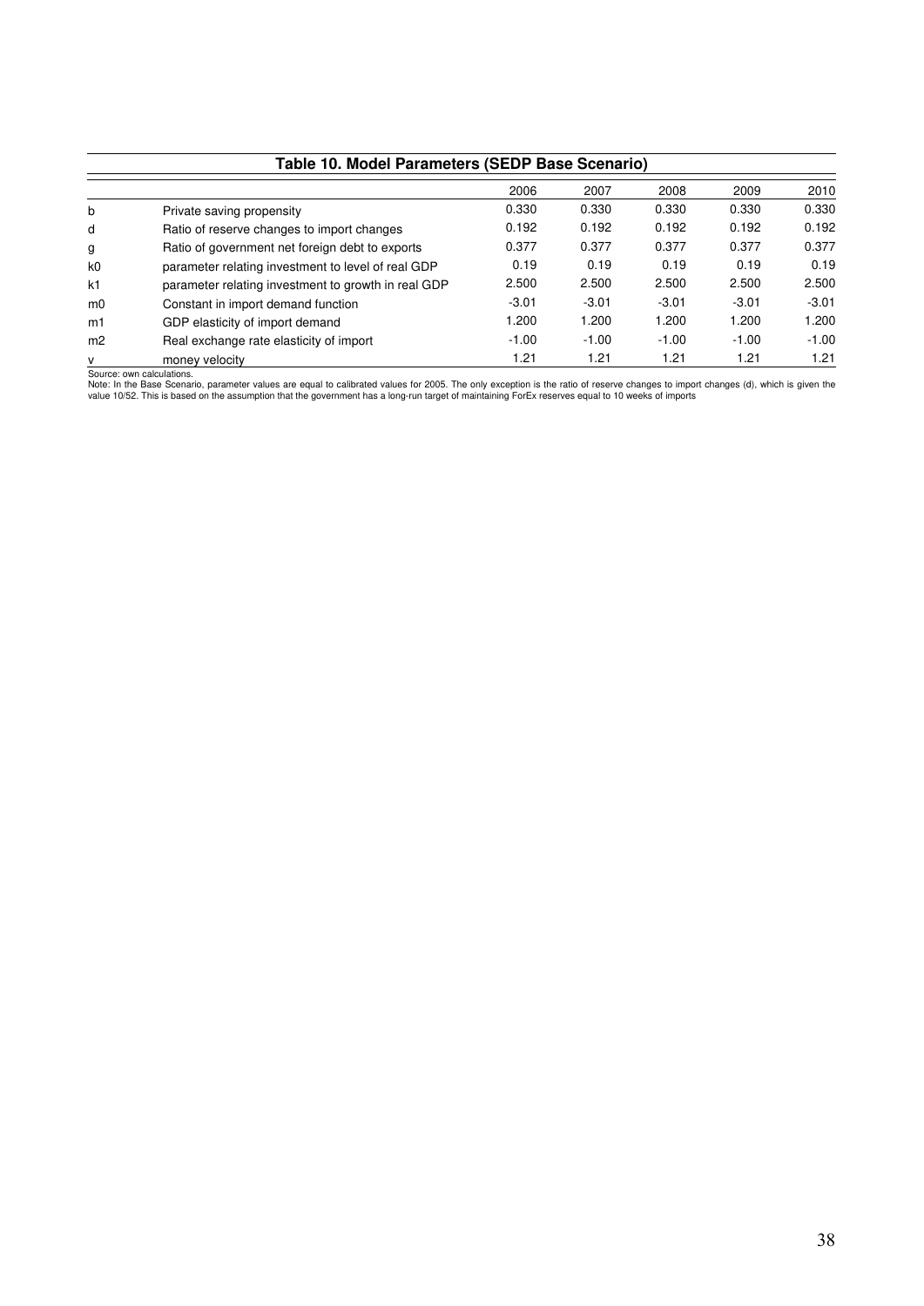**Table 10. Model Parameters (SEDP Base Scenario)**

| | | 2006 | 2007 | 2008 | 2009 | 2010 |
|---|---|---|---|---|---|---|
| b | Private saving propensity | 0.330 | 0.330 | 0.330 | 0.330 | 0.330 |
| d | Ratio of reserve changes to import changes | 0.192 | 0.192 | 0.192 | 0.192 | 0.192 |
| g | Ratio of government net foreign debt to exports | 0.377 | 0.377 | 0.377 | 0.377 | 0.377 |
| k0 | parameter relating investment to level of real GDP | 0.19 | 0.19 | 0.19 | 0.19 | 0.19 |
| k1 | parameter relating investment to growth in real GDP | 2.500 | 2.500 | 2.500 | 2.500 | 2.500 |
| m0 | Constant in import demand function | -3.01 | -3.01 | -3.01 | -3.01 | -3.01 |
| m1 | GDP elasticity of import demand | 1.200 | 1.200 | 1.200 | 1.200 | 1.200 |
| m2 | Real exchange rate elasticity of import | -1.00 | -1.00 | -1.00 | -1.00 | -1.00 |
| v | money velocity | 1.21 | 1.21 | 1.21 | 1.21 | 1.21 |

Source: own calculations.

Note: In the Base Scenario, parameter values are equal to calibrated values for 2005. The only exception is the ratio of reserve changes to import changes (d), which is given the value 10/52. This is based on the assumption that the government has a long-run target of maintaining ForEx reserves equal to 10 weeks of imports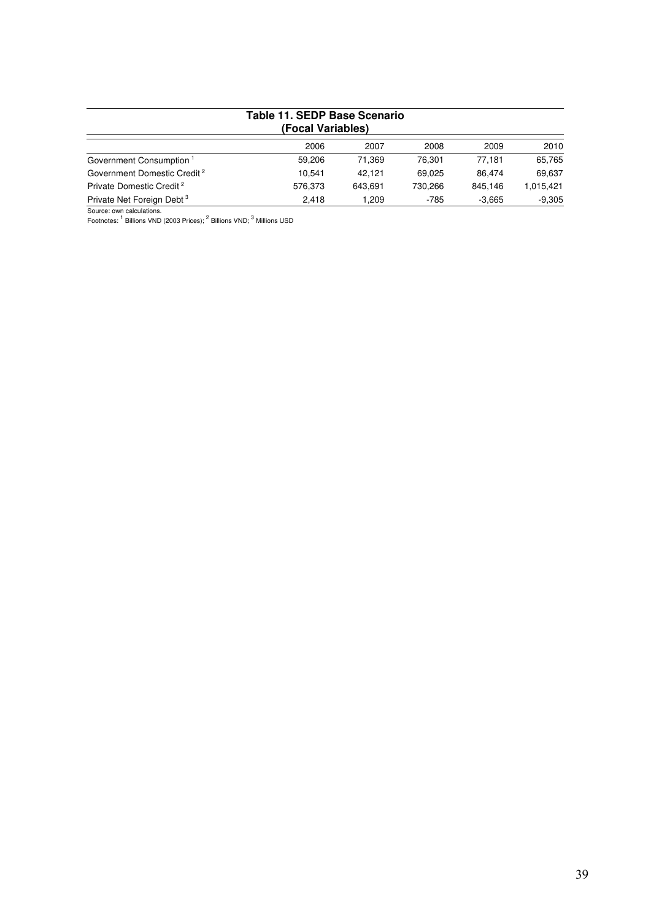**Table 11. SEDP Base Scenario (Focal Variables)**

| | 2006 | 2007 | 2008 | 2009 | 2010 |
|---|---|---|---|---|---|
| Government Consumption [1] | 59,206 | 71,369 | 76,301 | 77,181 | 65,765 |
| Government Domestic Credit [2] | 10,541 | 42,121 | 69,025 | 86,474 | 69,637 |
| Private Domestic Credit [2] | 576,373 | 643,691 | 730,266 | 845,146 | 1,015,421 |
| Private Net Foreign Debt [3] | 2,418 | 1,209 | -785 | -3,665 | -9,305 |

Source: own calculations.
Footnotes: [1] Billions VND (2003 Prices); [2] Billions VND; [3] Millions USD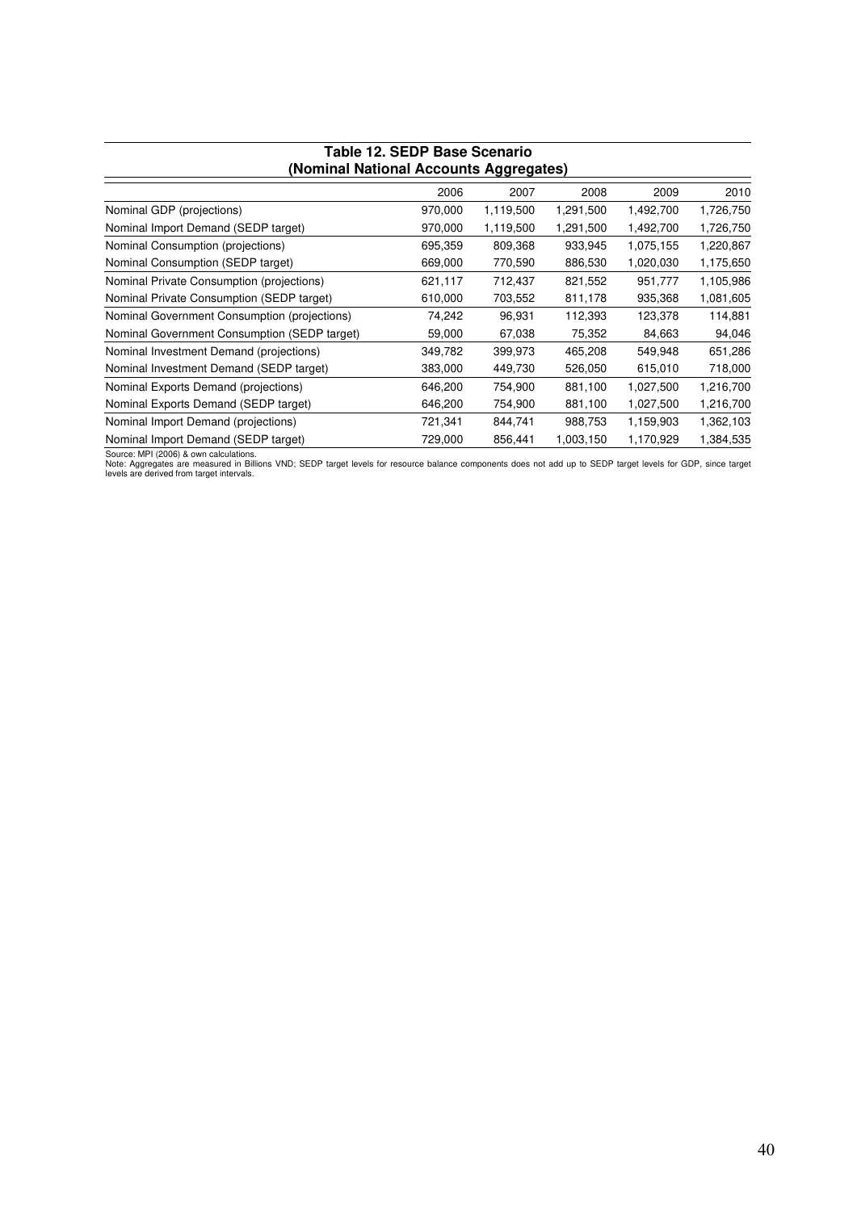**Table 12. SEDP Base Scenario (Nominal National Accounts Aggregates)**

| | 2006 | 2007 | 2008 | 2009 | 2010 |
|---|---|---|---|---|---|
| Nominal GDP (projections) | 970,000 | 1,119,500 | 1,291,500 | 1,492,700 | 1,726,750 |
| Nominal Import Demand (SEDP target) | 970,000 | 1,119,500 | 1,291,500 | 1,492,700 | 1,726,750 |
| Nominal Consumption (projections) | 695,359 | 809,368 | 933,945 | 1,075,155 | 1,220,867 |
| Nominal Consumption (SEDP target) | 669,000 | 770,590 | 886,530 | 1,020,030 | 1,175,650 |
| Nominal Private Consumption (projections) | 621,117 | 712,437 | 821,552 | 951,777 | 1,105,986 |
| Nominal Private Consumption (SEDP target) | 610,000 | 703,552 | 811,178 | 935,368 | 1,081,605 |
| Nominal Government Consumption (projections) | 74,242 | 96,931 | 112,393 | 123,378 | 114,881 |
| Nominal Government Consumption (SEDP target) | 59,000 | 67,038 | 75,352 | 84,663 | 94,046 |
| Nominal Investment Demand (projections) | 349,782 | 399,973 | 465,208 | 549,948 | 651,286 |
| Nominal Investment Demand (SEDP target) | 383,000 | 449,730 | 526,050 | 615,010 | 718,000 |
| Nominal Exports Demand (projections) | 646,200 | 754,900 | 881,100 | 1,027,500 | 1,216,700 |
| Nominal Exports Demand (SEDP target) | 646,200 | 754,900 | 881,100 | 1,027,500 | 1,216,700 |
| Nominal Import Demand (projections) | 721,341 | 844,741 | 988,753 | 1,159,903 | 1,362,103 |
| Nominal Import Demand (SEDP target) | 729,000 | 856,441 | 1,003,150 | 1,170,929 | 1,384,535 |

Source: MPI (2006) & own calculations.
Note: Aggregates are measured in Billions VND; SEDP target levels for resource balance components does not add up to SEDP target levels for GDP, since target levels are derived from target intervals.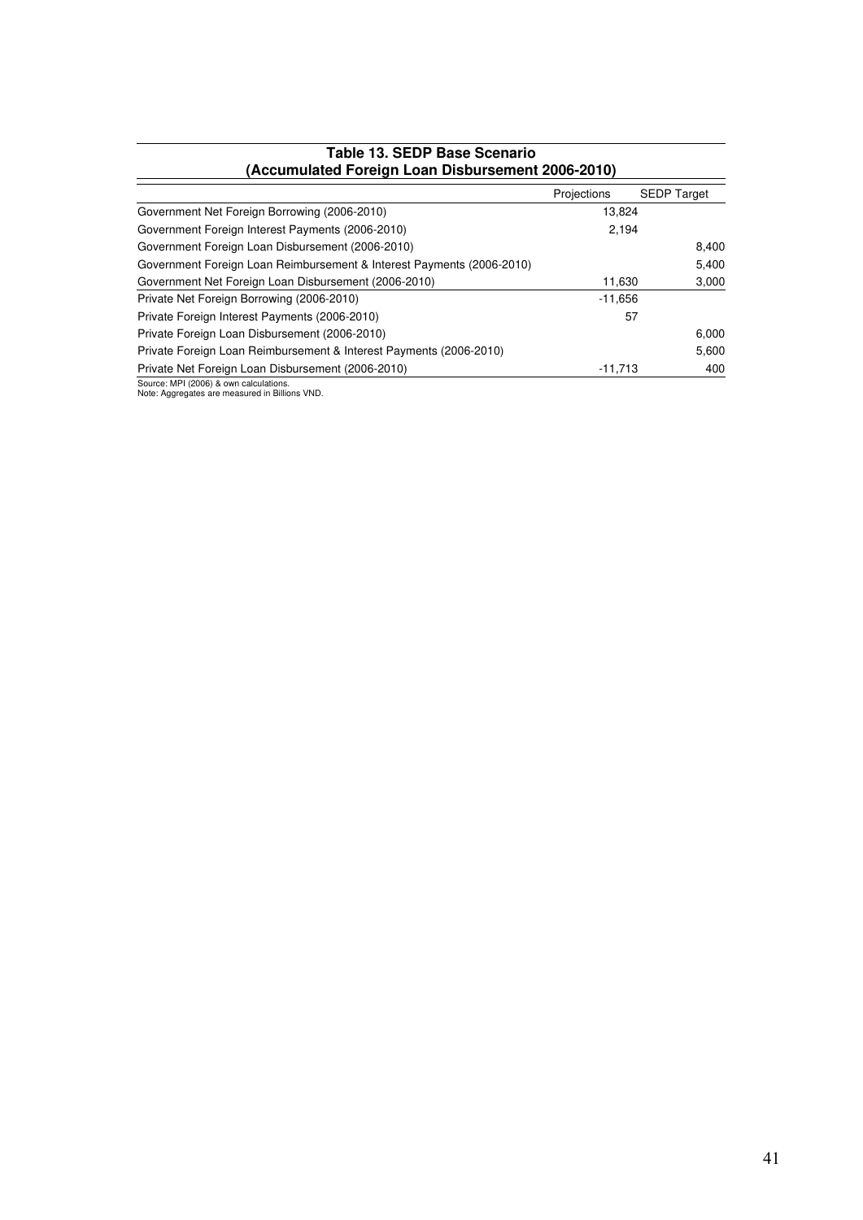**Table 13. SEDP Base Scenario (Accumulated Foreign Loan Disbursement 2006-2010)**

| | Projections | SEDP Target |
|---|---|---|
| Government Net Foreign Borrowing (2006-2010) | 13,824 | |
| Government Foreign Interest Payments (2006-2010) | 2,194 | |
| Government Foreign Loan Disbursement (2006-2010) | | 8,400 |
| Government Foreign Loan Reimbursement & Interest Payments (2006-2010) | | 5,400 |
| Government Net Foreign Loan Disbursement (2006-2010) | 11,630 | 3,000 |
| Private Net Foreign Borrowing (2006-2010) | -11,656 | |
| Private Foreign Interest Payments (2006-2010) | 57 | |
| Private Foreign Loan Disbursement (2006-2010) | | 6,000 |
| Private Foreign Loan Reimbursement & Interest Payments (2006-2010) | | 5,600 |
| Private Net Foreign Loan Disbursement (2006-2010) | -11,713 | 400 |

Source: MPI (2006) & own calculations.
Note: Aggregates are measured in Billions VND.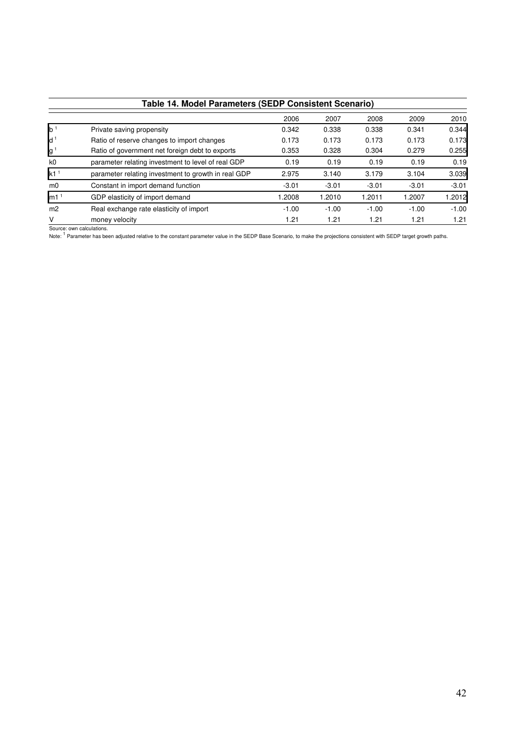**Table 14. Model Parameters (SEDP Consistent Scenario)**

| | | 2006 | 2007 | 2008 | 2009 | 2010 |
|---|---|---|---|---|---|---|
| b [1] | Private saving propensity | 0.342 | 0.338 | 0.338 | 0.341 | 0.344 |
| d [1] | Ratio of reserve changes to import changes | 0.173 | 0.173 | 0.173 | 0.173 | 0.173 |
| g [1] | Ratio of government net foreign debt to exports | 0.353 | 0.328 | 0.304 | 0.279 | 0.255 |
| k0 | parameter relating investment to level of real GDP | 0.19 | 0.19 | 0.19 | 0.19 | 0.19 |
| k1 [1] | parameter relating investment to growth in real GDP | 2.975 | 3.140 | 3.179 | 3.104 | 3.039 |
| m0 | Constant in import demand function | -3.01 | -3.01 | -3.01 | -3.01 | -3.01 |
| m1 [1] | GDP elasticity of import demand | 1.2008 | 1.2010 | 1.2011 | 1.2007 | 1.2012 |
| m2 | Real exchange rate elasticity of import | -1.00 | -1.00 | -1.00 | -1.00 | -1.00 |
| V | money velocity | 1.21 | 1.21 | 1.21 | 1.21 | 1.21 |

Source: own calculations.

Note: [1] Parameter has been adjusted relative to the constant parameter value in the SEDP Base Scenario, to make the projections consistent with SEDP target growth paths.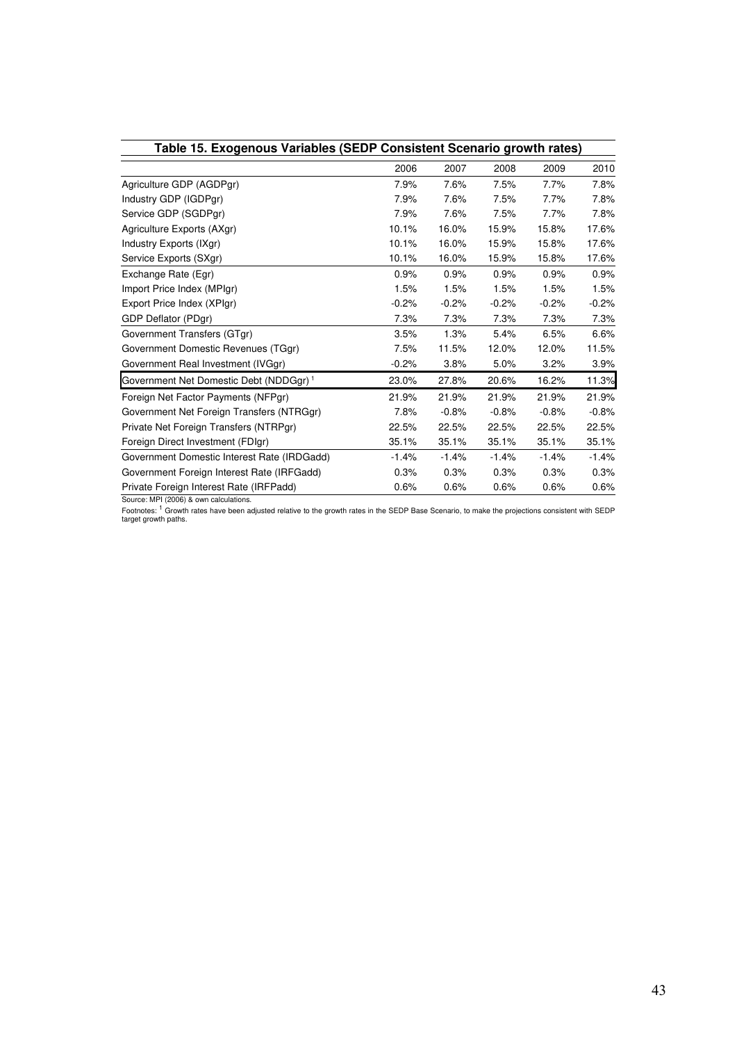**Table 15. Exogenous Variables (SEDP Consistent Scenario growth rates)**

| | 2006 | 2007 | 2008 | 2009 | 2010 |
|---|---|---|---|---|---|
| Agriculture GDP (AGDPgr) | 7.9% | 7.6% | 7.5% | 7.7% | 7.8% |
| Industry GDP (IGDPgr) | 7.9% | 7.6% | 7.5% | 7.7% | 7.8% |
| Service GDP (SGDPgr) | 7.9% | 7.6% | 7.5% | 7.7% | 7.8% |
| Agriculture Exports (AXgr) | 10.1% | 16.0% | 15.9% | 15.8% | 17.6% |
| Industry Exports (IXgr) | 10.1% | 16.0% | 15.9% | 15.8% | 17.6% |
| Service Exports (SXgr) | 10.1% | 16.0% | 15.9% | 15.8% | 17.6% |
| Exchange Rate (Egr) | 0.9% | 0.9% | 0.9% | 0.9% | 0.9% |
| Import Price Index (MPIgr) | 1.5% | 1.5% | 1.5% | 1.5% | 1.5% |
| Export Price Index (XPIgr) | -0.2% | -0.2% | -0.2% | -0.2% | -0.2% |
| GDP Deflator (PDgr) | 7.3% | 7.3% | 7.3% | 7.3% | 7.3% |
| Government Transfers (GTgr) | 3.5% | 1.3% | 5.4% | 6.5% | 6.6% |
| Government Domestic Revenues (TGgr) | 7.5% | 11.5% | 12.0% | 12.0% | 11.5% |
| Government Real Investment (IVGgr) | -0.2% | 3.8% | 5.0% | 3.2% | 3.9% |
| Government Net Domestic Debt (NDDGgr) [1] | 23.0% | 27.8% | 20.6% | 16.2% | 11.3% |
| Foreign Net Factor Payments (NFPgr) | 21.9% | 21.9% | 21.9% | 21.9% | 21.9% |
| Government Net Foreign Transfers (NTRGgr) | 7.8% | -0.8% | -0.8% | -0.8% | -0.8% |
| Private Net Foreign Transfers (NTRPgr) | 22.5% | 22.5% | 22.5% | 22.5% | 22.5% |
| Foreign Direct Investment (FDIgr) | 35.1% | 35.1% | 35.1% | 35.1% | 35.1% |
| Government Domestic Interest Rate (IRDGadd) | -1.4% | -1.4% | -1.4% | -1.4% | -1.4% |
| Government Foreign Interest Rate (IRFGadd) | 0.3% | 0.3% | 0.3% | 0.3% | 0.3% |
| Private Foreign Interest Rate (IRFPadd) | 0.6% | 0.6% | 0.6% | 0.6% | 0.6% |

Source: MPI (2006) & own calculations.

Footnotes: [1] Growth rates have been adjusted relative to the growth rates in the SEDP Base Scenario, to make the projections consistent with SEDP target growth paths.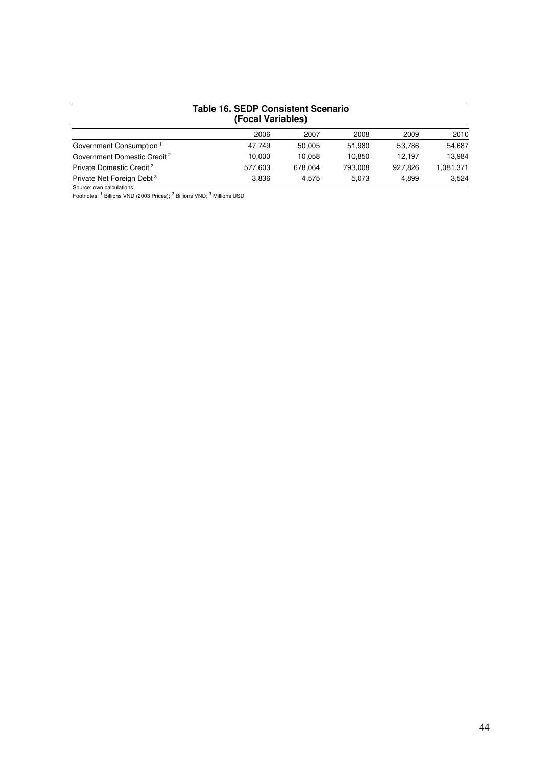**Table 16. SEDP Consistent Scenario (Focal Variables)**

| | 2006 | 2007 | 2008 | 2009 | 2010 |
|---|---|---|---|---|---|
| Government Consumption [1] | 47,749 | 50,005 | 51,980 | 53,786 | 54,687 |
| Government Domestic Credit [2] | 10,000 | 10,058 | 10,850 | 12,197 | 13,984 |
| Private Domestic Credit [2] | 577,603 | 678,064 | 793,008 | 927,826 | 1,081,371 |
| Private Net Foreign Debt [3] | 3,836 | 4,575 | 5,073 | 4,899 | 3,524 |

Source: own calculations.
Footnotes: [1] Billions VND (2003 Prices); [2] Billions VND; [3] Millions USD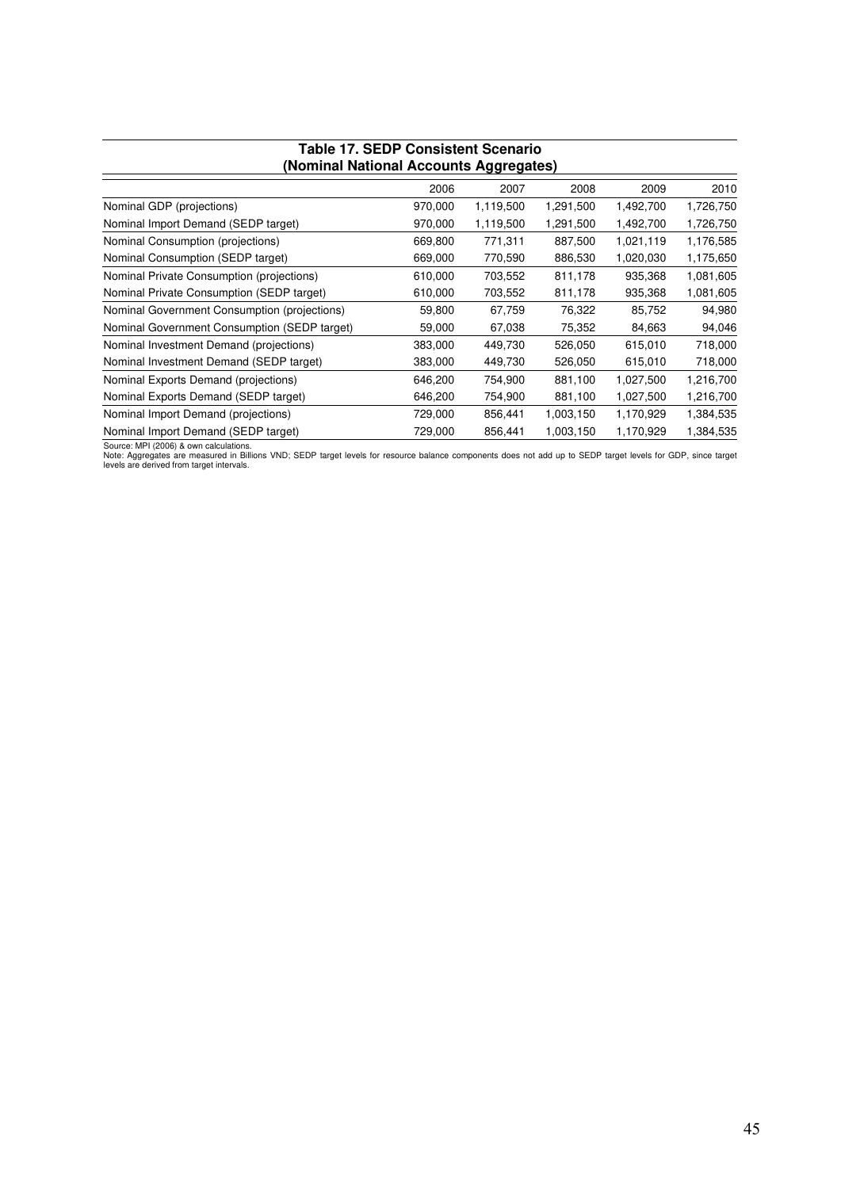**Table 17. SEDP Consistent Scenario (Nominal National Accounts Aggregates)**

| | 2006 | 2007 | 2008 | 2009 | 2010 |
|---|---|---|---|---|---|
| Nominal GDP (projections) | 970,000 | 1,119,500 | 1,291,500 | 1,492,700 | 1,726,750 |
| Nominal Import Demand (SEDP target) | 970,000 | 1,119,500 | 1,291,500 | 1,492,700 | 1,726,750 |
| Nominal Consumption (projections) | 669,800 | 771,311 | 887,500 | 1,021,119 | 1,176,585 |
| Nominal Consumption (SEDP target) | 669,000 | 770,590 | 886,530 | 1,020,030 | 1,175,650 |
| Nominal Private Consumption (projections) | 610,000 | 703,552 | 811,178 | 935,368 | 1,081,605 |
| Nominal Private Consumption (SEDP target) | 610,000 | 703,552 | 811,178 | 935,368 | 1,081,605 |
| Nominal Government Consumption (projections) | 59,800 | 67,759 | 76,322 | 85,752 | 94,980 |
| Nominal Government Consumption (SEDP target) | 59,000 | 67,038 | 75,352 | 84,663 | 94,046 |
| Nominal Investment Demand (projections) | 383,000 | 449,730 | 526,050 | 615,010 | 718,000 |
| Nominal Investment Demand (SEDP target) | 383,000 | 449,730 | 526,050 | 615,010 | 718,000 |
| Nominal Exports Demand (projections) | 646,200 | 754,900 | 881,100 | 1,027,500 | 1,216,700 |
| Nominal Exports Demand (SEDP target) | 646,200 | 754,900 | 881,100 | 1,027,500 | 1,216,700 |
| Nominal Import Demand (projections) | 729,000 | 856,441 | 1,003,150 | 1,170,929 | 1,384,535 |
| Nominal Import Demand (SEDP target) | 729,000 | 856,441 | 1,003,150 | 1,170,929 | 1,384,535 |

Source: MPI (2006) & own calculations.
Note: Aggregates are measured in Billions VND; SEDP target levels for resource balance components does not add up to SEDP target levels for GDP, since target levels are derived from target intervals.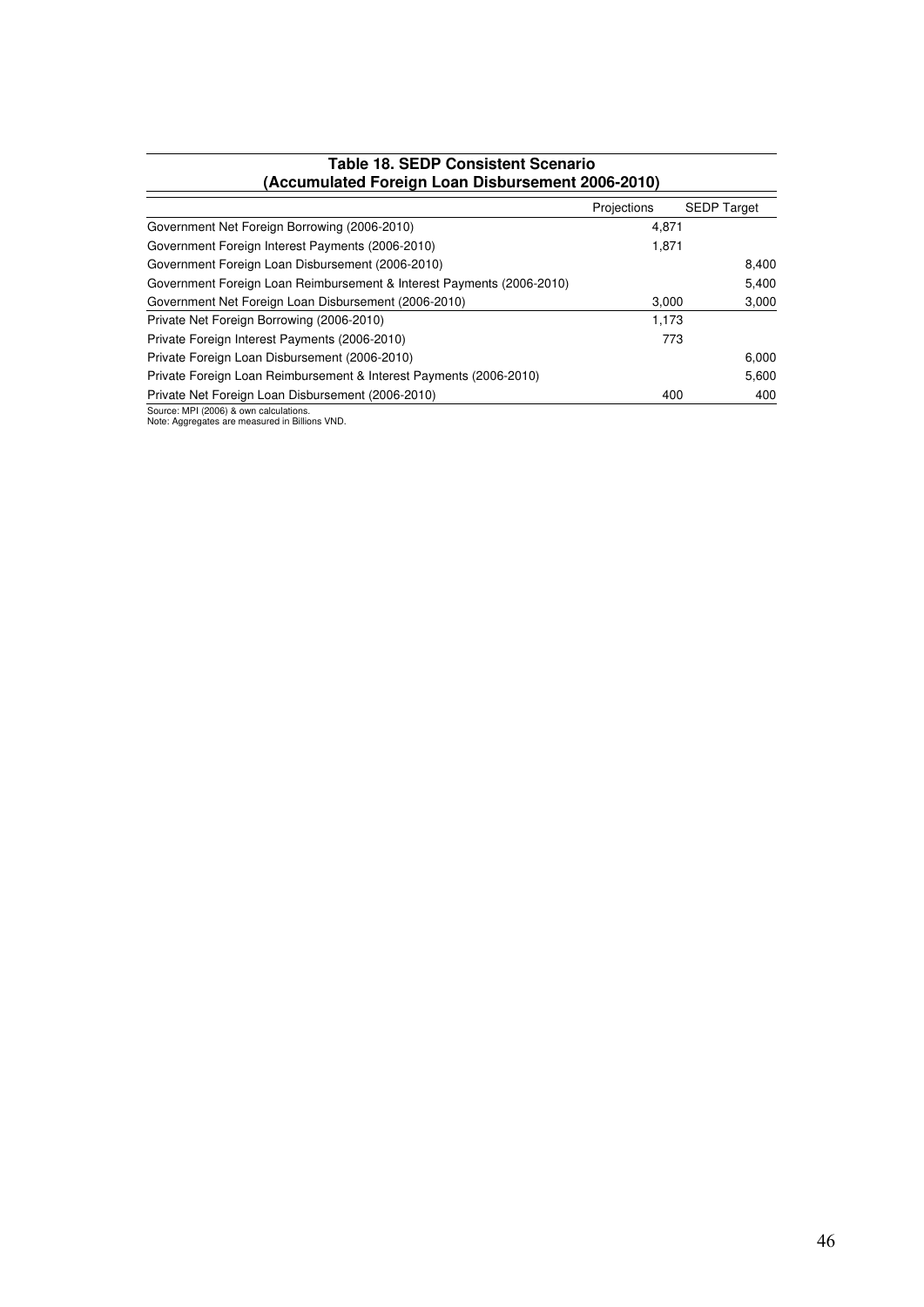**Table 18. SEDP Consistent Scenario (Accumulated Foreign Loan Disbursement 2006-2010)**

| | Projections | SEDP Target |
|---|---|---|
| Government Net Foreign Borrowing (2006-2010) | 4,871 | |
| Government Foreign Interest Payments (2006-2010) | 1,871 | |
| Government Foreign Loan Disbursement (2006-2010) | | 8,400 |
| Government Foreign Loan Reimbursement & Interest Payments (2006-2010) | | 5,400 |
| Government Net Foreign Loan Disbursement (2006-2010) | 3,000 | 3,000 |
| Private Net Foreign Borrowing (2006-2010) | 1,173 | |
| Private Foreign Interest Payments (2006-2010) | 773 | |
| Private Foreign Loan Disbursement (2006-2010) | | 6,000 |
| Private Foreign Loan Reimbursement & Interest Payments (2006-2010) | | 5,600 |
| Private Net Foreign Loan Disbursement (2006-2010) | 400 | 400 |

Source: MPI (2006) & own calculations.
Note: Aggregates are measured in Billions VND.